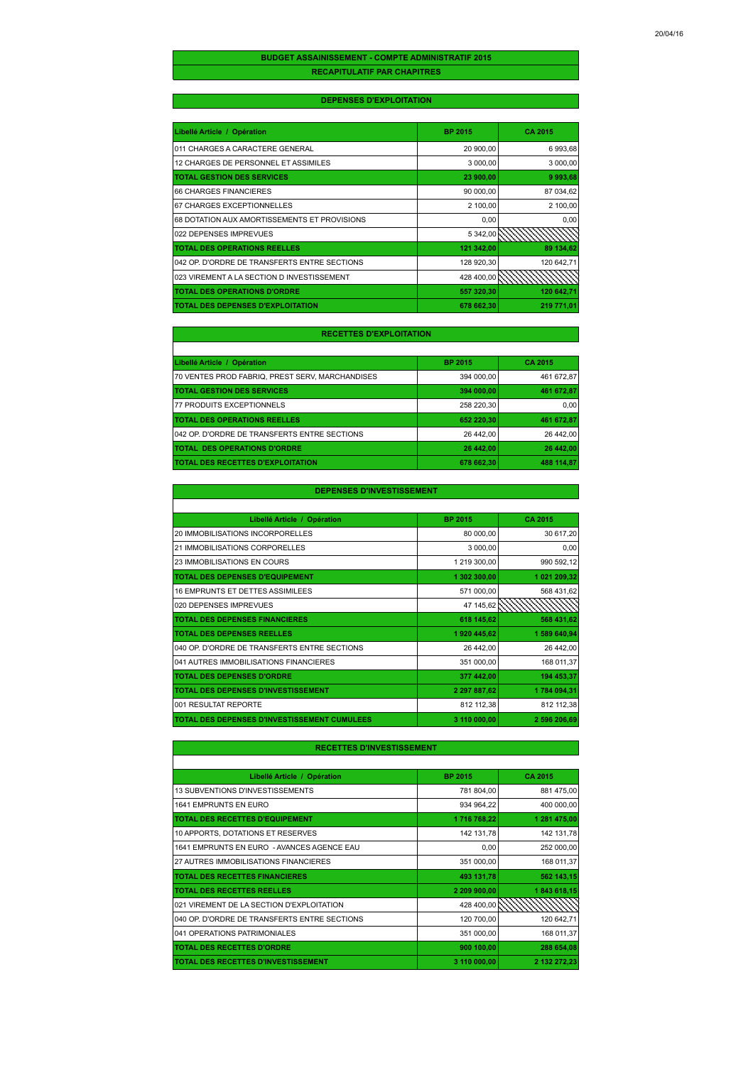20/04/16

# BUDGET ASSAINISSEMENT - COMPTE ADMINISTRATIF 2015

## RECAPITULATIF PAR CHAPITRES

### DEPENSES D'EXPLOITATION

| Libellé Article / Opération | BP 2015 | CA 2015 |
|---|---|---|
| 011 CHARGES A CARACTERE GENERAL | 20 900,00 | 6 993,68 |
| 12 CHARGES DE PERSONNEL ET ASSIMILES | 3 000,00 | 3 000,00 |
| **TOTAL GESTION DES SERVICES** | **23 900,00** | **9 993,68** |
| 66 CHARGES FINANCIERES | 90 000,00 | 87 034,62 |
| 67 CHARGES EXCEPTIONNELLES | 2 100,00 | 2 100,00 |
| 68 DOTATION AUX AMORTISSEMENTS ET PROVISIONS | 0,00 | 0,00 |
| 022 DEPENSES IMPREVUES | 5 342,00 | |
| **TOTAL DES OPERATIONS REELLES** | **121 342,00** | **89 134,62** |
| 042 OP. D'ORDRE DE TRANSFERTS ENTRE SECTIONS | 128 920,30 | 120 642,71 |
| 023 VIREMENT A LA SECTION D INVESTISSEMENT | 428 400,00 | |
| **TOTAL DES OPERATIONS D'ORDRE** | **557 320,30** | **120 642,71** |
| **TOTAL DES DEPENSES D'EXPLOITATION** | **678 662,30** | **219 771,01** |

### RECETTES D'EXPLOITATION

| Libellé Article / Opération | BP 2015 | CA 2015 |
|---|---|---|
| 70 VENTES PROD FABRIQ, PREST SERV, MARCHANDISES | 394 000,00 | 461 672,87 |
| **TOTAL GESTION DES SERVICES** | **394 000,00** | **461 672,87** |
| 77 PRODUITS EXCEPTIONNELS | 258 220,30 | 0,00 |
| **TOTAL DES OPERATIONS REELLES** | **652 220,30** | **461 672,87** |
| 042 OP. D'ORDRE DE TRANSFERTS ENTRE SECTIONS | 26 442,00 | 26 442,00 |
| **TOTAL DES OPERATIONS D'ORDRE** | **26 442,00** | **26 442,00** |
| **TOTAL DES RECETTES D'EXPLOITATION** | **678 662,30** | **488 114,87** |

### DEPENSES D'INVESTISSEMENT

| Libellé Article / Opération | BP 2015 | CA 2015 |
|---|---|---|
| 20 IMMOBILISATIONS INCORPORELLES | 80 000,00 | 30 617,20 |
| 21 IMMOBILISATIONS CORPORELLES | 3 000,00 | 0,00 |
| 23 IMMOBILISATIONS EN COURS | 1 219 300,00 | 990 592,12 |
| **TOTAL DES DEPENSES D'EQUIPEMENT** | **1 302 300,00** | **1 021 209,32** |
| 16 EMPRUNTS ET DETTES ASSIMILEES | 571 000,00 | 568 431,62 |
| 020 DEPENSES IMPREVUES | 47 145,62 | |
| **TOTAL DES DEPENSES FINANCIERES** | **618 145,62** | **568 431,62** |
| **TOTAL DES DEPENSES REELLES** | **1 920 445,62** | **1 589 640,94** |
| 040 OP. D'ORDRE DE TRANSFERTS ENTRE SECTIONS | 26 442,00 | 26 442,00 |
| 041 AUTRES IMMOBILISATIONS FINANCIERES | 351 000,00 | 168 011,37 |
| **TOTAL DES DEPENSES D'ORDRE** | **377 442,00** | **194 453,37** |
| **TOTAL DES DEPENSES D'INVESTISSEMENT** | **2 297 887,62** | **1 784 094,31** |
| 001 RESULTAT REPORTE | 812 112,38 | 812 112,38 |
| **TOTAL DES DEPENSES D'INVESTISSEMENT CUMULEES** | **3 110 000,00** | **2 596 206,69** |

### RECETTES D'INVESTISSEMENT

| Libellé Article / Opération | BP 2015 | CA 2015 |
|---|---|---|
| 13 SUBVENTIONS D'INVESTISSEMENTS | 781 804,00 | 881 475,00 |
| 1641 EMPRUNTS EN EURO | 934 964,22 | 400 000,00 |
| **TOTAL DES RECETTES D'EQUIPEMENT** | **1 716 768,22** | **1 281 475,00** |
| 10 APPORTS, DOTATIONS ET RESERVES | 142 131,78 | 142 131,78 |
| 1641 EMPRUNTS EN EURO - AVANCES AGENCE EAU | 0,00 | 252 000,00 |
| 27 AUTRES IMMOBILISATIONS FINANCIERES | 351 000,00 | 168 011,37 |
| **TOTAL DES RECETTES FINANCIERES** | **493 131,78** | **562 143,15** |
| **TOTAL DES RECETTES REELLES** | **2 209 900,00** | **1 843 618,15** |
| 021 VIREMENT DE LA SECTION D'EXPLOITATION | 428 400,00 | |
| 040 OP. D'ORDRE DE TRANSFERTS ENTRE SECTIONS | 120 700,00 | 120 642,71 |
| 041 OPERATIONS PATRIMONIALES | 351 000,00 | 168 011,37 |
| **TOTAL DES RECETTES D'ORDRE** | **900 100,00** | **288 654,08** |
| **TOTAL DES RECETTES D'INVESTISSEMENT** | **3 110 000,00** | **2 132 272,23** |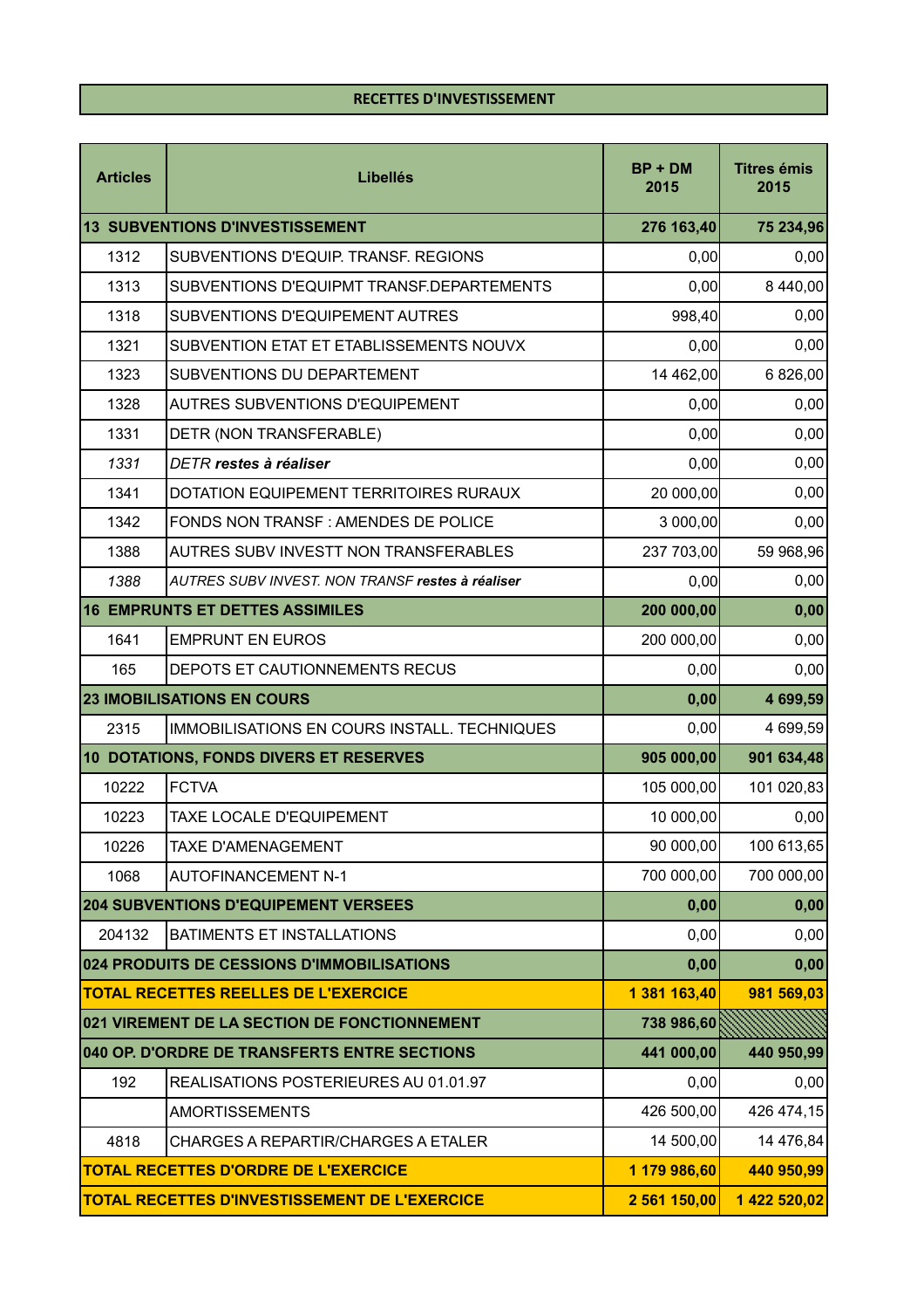## RECETTES D'INVESTISSEMENT

| Articles | Libellés | BP + DM 2015 | Titres émis 2015 |
|---|---|---|---|
| **13 SUBVENTIONS D'INVESTISSEMENT** | | **276 163,40** | **75 234,96** |
| 1312 | SUBVENTIONS D'EQUIP. TRANSF. REGIONS | 0,00 | 0,00 |
| 1313 | SUBVENTIONS D'EQUIPMT TRANSF.DEPARTEMENTS | 0,00 | 8 440,00 |
| 1318 | SUBVENTIONS D'EQUIPEMENT AUTRES | 998,40 | 0,00 |
| 1321 | SUBVENTION ETAT ET ETABLISSEMENTS NOUVX | 0,00 | 0,00 |
| 1323 | SUBVENTIONS DU DEPARTEMENT | 14 462,00 | 6 826,00 |
| 1328 | AUTRES SUBVENTIONS D'EQUIPEMENT | 0,00 | 0,00 |
| 1331 | DETR (NON TRANSFERABLE) | 0,00 | 0,00 |
| *1331* | *DETR* ***restes à réaliser*** | 0,00 | 0,00 |
| 1341 | DOTATION EQUIPEMENT TERRITOIRES RURAUX | 20 000,00 | 0,00 |
| 1342 | FONDS NON TRANSF : AMENDES DE POLICE | 3 000,00 | 0,00 |
| 1388 | AUTRES SUBV INVESTT NON TRANSFERABLES | 237 703,00 | 59 968,96 |
| *1388* | *AUTRES SUBV INVEST. NON TRANSF* ***restes à réaliser*** | 0,00 | 0,00 |
| **16 EMPRUNTS ET DETTES ASSIMILES** | | **200 000,00** | **0,00** |
| 1641 | EMPRUNT EN EUROS | 200 000,00 | 0,00 |
| 165 | DEPOTS ET CAUTIONNEMENTS RECUS | 0,00 | 0,00 |
| **23 IMOBILISATIONS EN COURS** | | **0,00** | **4 699,59** |
| 2315 | IMMOBILISATIONS EN COURS INSTALL. TECHNIQUES | 0,00 | 4 699,59 |
| **10 DOTATIONS, FONDS DIVERS ET RESERVES** | | **905 000,00** | **901 634,48** |
| 10222 | FCTVA | 105 000,00 | 101 020,83 |
| 10223 | TAXE LOCALE D'EQUIPEMENT | 10 000,00 | 0,00 |
| 10226 | TAXE D'AMENAGEMENT | 90 000,00 | 100 613,65 |
| 1068 | AUTOFINANCEMENT N-1 | 700 000,00 | 700 000,00 |
| **204 SUBVENTIONS D'EQUIPEMENT VERSEES** | | **0,00** | **0,00** |
| 204132 | BATIMENTS ET INSTALLATIONS | 0,00 | 0,00 |
| **024 PRODUITS DE CESSIONS D'IMMOBILISATIONS** | | **0,00** | **0,00** |
| **TOTAL RECETTES REELLES DE L'EXERCICE** | | **1 381 163,40** | **981 569,03** |
| **021 VIREMENT DE LA SECTION DE FONCTIONNEMENT** | | **738 986,60** | |
| **040 OP. D'ORDRE DE TRANSFERTS ENTRE SECTIONS** | | **441 000,00** | **440 950,99** |
| 192 | REALISATIONS POSTERIEURES AU 01.01.97 | 0,00 | 0,00 |
| | AMORTISSEMENTS | 426 500,00 | 426 474,15 |
| 4818 | CHARGES A REPARTIR/CHARGES A ETALER | 14 500,00 | 14 476,84 |
| **TOTAL RECETTES D'ORDRE DE L'EXERCICE** | | **1 179 986,60** | **440 950,99** |
| **TOTAL RECETTES D'INVESTISSEMENT DE L'EXERCICE** | | **2 561 150,00** | **1 422 520,02** |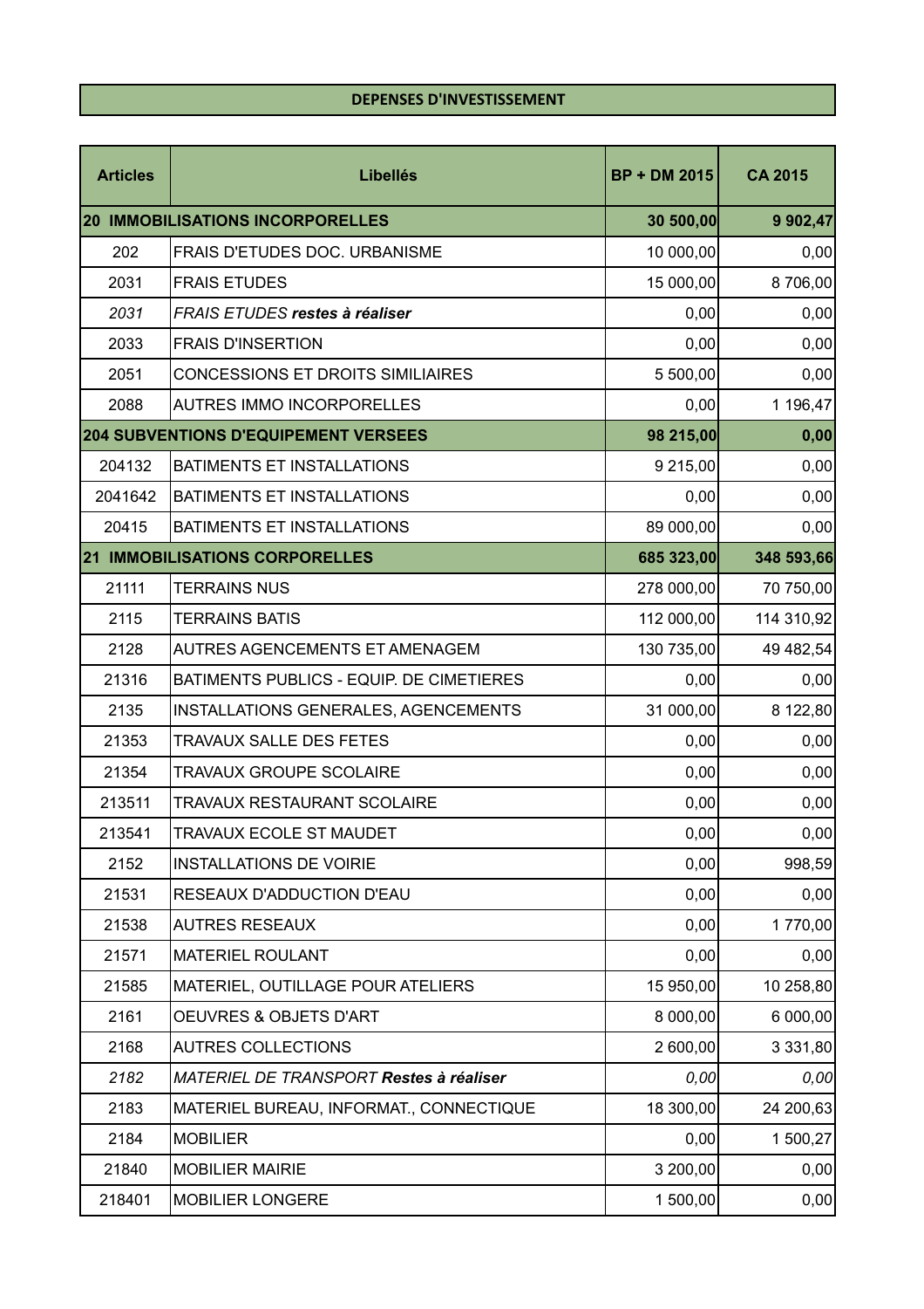# DEPENSES D'INVESTISSEMENT

| Articles | Libellés | BP + DM 2015 | CA 2015 |
|---|---|---|---|
| **20** | **IMMOBILISATIONS INCORPORELLES** | **30 500,00** | **9 902,47** |
| 202 | FRAIS D'ETUDES DOC. URBANISME | 10 000,00 | 0,00 |
| 2031 | FRAIS ETUDES | 15 000,00 | 8 706,00 |
| *2031* | *FRAIS ETUDES* ***restes à réaliser*** | 0,00 | 0,00 |
| 2033 | FRAIS D'INSERTION | 0,00 | 0,00 |
| 2051 | CONCESSIONS ET DROITS SIMILIAIRES | 5 500,00 | 0,00 |
| 2088 | AUTRES IMMO INCORPORELLES | 0,00 | 1 196,47 |
| **204** | **SUBVENTIONS D'EQUIPEMENT VERSEES** | **98 215,00** | **0,00** |
| 204132 | BATIMENTS ET INSTALLATIONS | 9 215,00 | 0,00 |
| 2041642 | BATIMENTS ET INSTALLATIONS | 0,00 | 0,00 |
| 20415 | BATIMENTS ET INSTALLATIONS | 89 000,00 | 0,00 |
| **21** | **IMMOBILISATIONS CORPORELLES** | **685 323,00** | **348 593,66** |
| 21111 | TERRAINS NUS | 278 000,00 | 70 750,00 |
| 2115 | TERRAINS BATIS | 112 000,00 | 114 310,92 |
| 2128 | AUTRES AGENCEMENTS ET AMENAGEM | 130 735,00 | 49 482,54 |
| 21316 | BATIMENTS PUBLICS - EQUIP. DE CIMETIERES | 0,00 | 0,00 |
| 2135 | INSTALLATIONS GENERALES, AGENCEMENTS | 31 000,00 | 8 122,80 |
| 21353 | TRAVAUX SALLE DES FETES | 0,00 | 0,00 |
| 21354 | TRAVAUX GROUPE SCOLAIRE | 0,00 | 0,00 |
| 213511 | TRAVAUX RESTAURANT SCOLAIRE | 0,00 | 0,00 |
| 213541 | TRAVAUX ECOLE ST MAUDET | 0,00 | 0,00 |
| 2152 | INSTALLATIONS DE VOIRIE | 0,00 | 998,59 |
| 21531 | RESEAUX D'ADDUCTION D'EAU | 0,00 | 0,00 |
| 21538 | AUTRES RESEAUX | 0,00 | 1 770,00 |
| 21571 | MATERIEL ROULANT | 0,00 | 0,00 |
| 21585 | MATERIEL, OUTILLAGE POUR ATELIERS | 15 950,00 | 10 258,80 |
| 2161 | OEUVRES & OBJETS D'ART | 8 000,00 | 6 000,00 |
| 2168 | AUTRES COLLECTIONS | 2 600,00 | 3 331,80 |
| *2182* | *MATERIEL DE TRANSPORT* ***Restes à réaliser*** | *0,00* | *0,00* |
| 2183 | MATERIEL BUREAU, INFORMAT., CONNECTIQUE | 18 300,00 | 24 200,63 |
| 2184 | MOBILIER | 0,00 | 1 500,27 |
| 21840 | MOBILIER MAIRIE | 3 200,00 | 0,00 |
| 218401 | MOBILIER LONGERE | 1 500,00 | 0,00 |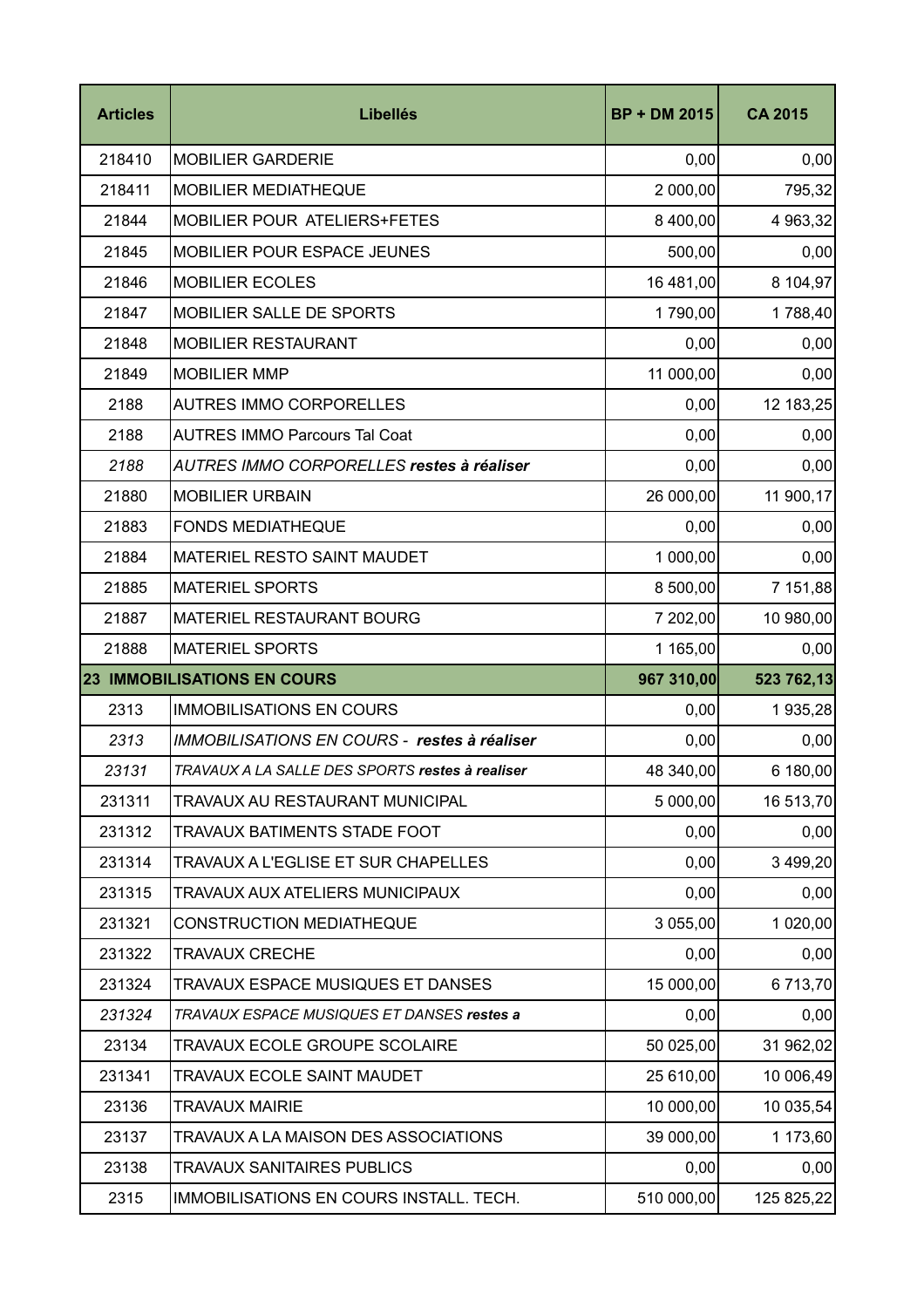| Articles | Libellés | BP + DM 2015 | CA 2015 |
|---|---|---|---|
| 218410 | MOBILIER GARDERIE | 0,00 | 0,00 |
| 218411 | MOBILIER MEDIATHEQUE | 2 000,00 | 795,32 |
| 21844 | MOBILIER POUR ATELIERS+FETES | 8 400,00 | 4 963,32 |
| 21845 | MOBILIER POUR ESPACE JEUNES | 500,00 | 0,00 |
| 21846 | MOBILIER ECOLES | 16 481,00 | 8 104,97 |
| 21847 | MOBILIER SALLE DE SPORTS | 1 790,00 | 1 788,40 |
| 21848 | MOBILIER RESTAURANT | 0,00 | 0,00 |
| 21849 | MOBILIER MMP | 11 000,00 | 0,00 |
| 2188 | AUTRES IMMO CORPORELLES | 0,00 | 12 183,25 |
| 2188 | AUTRES IMMO Parcours Tal Coat | 0,00 | 0,00 |
| *2188* | *AUTRES IMMO CORPORELLES* ***restes à réaliser*** | 0,00 | 0,00 |
| 21880 | MOBILIER URBAIN | 26 000,00 | 11 900,17 |
| 21883 | FONDS MEDIATHEQUE | 0,00 | 0,00 |
| 21884 | MATERIEL RESTO SAINT MAUDET | 1 000,00 | 0,00 |
| 21885 | MATERIEL SPORTS | 8 500,00 | 7 151,88 |
| 21887 | MATERIEL RESTAURANT BOURG | 7 202,00 | 10 980,00 |
| 21888 | MATERIEL SPORTS | 1 165,00 | 0,00 |
| **23 IMMOBILISATIONS EN COURS** | | **967 310,00** | **523 762,13** |
| 2313 | IMMOBILISATIONS EN COURS | 0,00 | 1 935,28 |
| *2313* | *IMMOBILISATIONS EN COURS -* ***restes à réaliser*** | 0,00 | 0,00 |
| *23131* | *TRAVAUX A LA SALLE DES SPORTS* ***restes à realiser*** | 48 340,00 | 6 180,00 |
| 231311 | TRAVAUX AU RESTAURANT MUNICIPAL | 5 000,00 | 16 513,70 |
| 231312 | TRAVAUX BATIMENTS STADE FOOT | 0,00 | 0,00 |
| 231314 | TRAVAUX A L'EGLISE ET SUR CHAPELLES | 0,00 | 3 499,20 |
| 231315 | TRAVAUX AUX ATELIERS MUNICIPAUX | 0,00 | 0,00 |
| 231321 | CONSTRUCTION MEDIATHEQUE | 3 055,00 | 1 020,00 |
| 231322 | TRAVAUX CRECHE | 0,00 | 0,00 |
| 231324 | TRAVAUX ESPACE MUSIQUES ET DANSES | 15 000,00 | 6 713,70 |
| *231324* | *TRAVAUX ESPACE MUSIQUES ET DANSES* ***restes a*** | 0,00 | 0,00 |
| 23134 | TRAVAUX ECOLE GROUPE SCOLAIRE | 50 025,00 | 31 962,02 |
| 231341 | TRAVAUX ECOLE SAINT MAUDET | 25 610,00 | 10 006,49 |
| 23136 | TRAVAUX MAIRIE | 10 000,00 | 10 035,54 |
| 23137 | TRAVAUX A LA MAISON DES ASSOCIATIONS | 39 000,00 | 1 173,60 |
| 23138 | TRAVAUX SANITAIRES PUBLICS | 0,00 | 0,00 |
| 2315 | IMMOBILISATIONS EN COURS INSTALL. TECH. | 510 000,00 | 125 825,22 |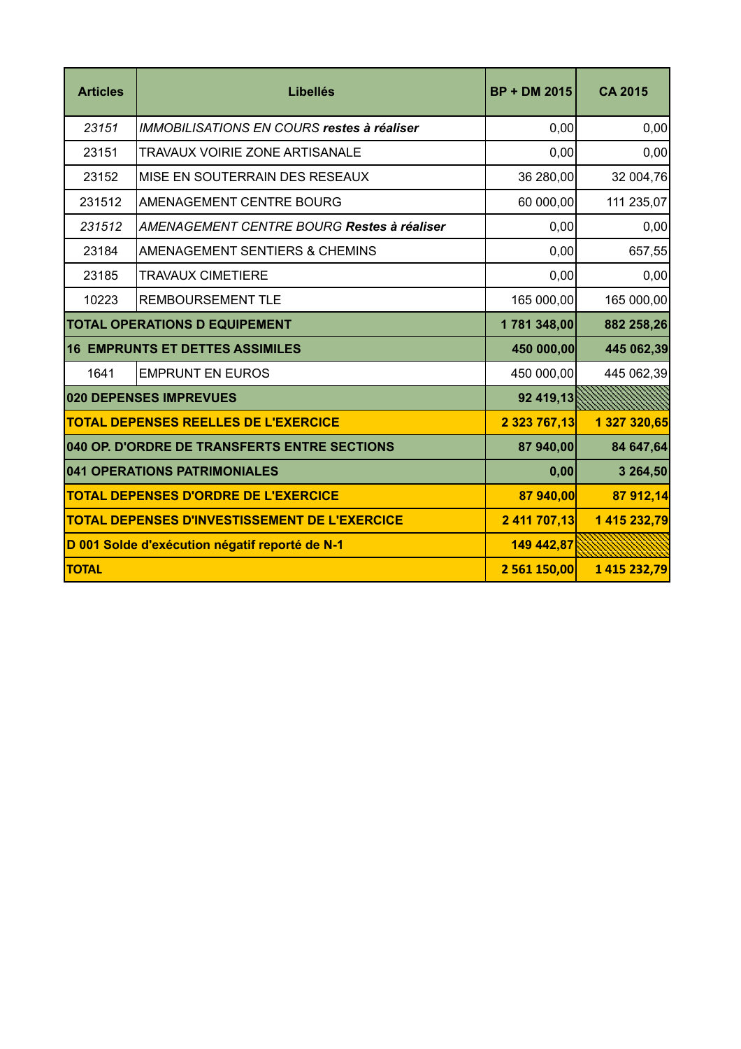| Articles | Libellés | BP + DM 2015 | CA 2015 |
|---|---|---|---|
| *23151* | *IMMOBILISATIONS EN COURS **restes à réaliser*** | 0,00 | 0,00 |
| 23151 | TRAVAUX VOIRIE ZONE ARTISANALE | 0,00 | 0,00 |
| 23152 | MISE EN SOUTERRAIN DES RESEAUX | 36 280,00 | 32 004,76 |
| 231512 | AMENAGEMENT CENTRE BOURG | 60 000,00 | 111 235,07 |
| *231512* | *AMENAGEMENT CENTRE BOURG **Restes à réaliser*** | 0,00 | 0,00 |
| 23184 | AMENAGEMENT SENTIERS & CHEMINS | 0,00 | 657,55 |
| 23185 | TRAVAUX CIMETIERE | 0,00 | 0,00 |
| 10223 | REMBOURSEMENT TLE | 165 000,00 | 165 000,00 |
| **TOTAL OPERATIONS D EQUIPEMENT** | | **1 781 348,00** | **882 258,26** |
| **16 EMPRUNTS ET DETTES ASSIMILES** | | **450 000,00** | **445 062,39** |
| 1641 | EMPRUNT EN EUROS | 450 000,00 | 445 062,39 |
| **020 DEPENSES IMPREVUES** | | **92 419,13** | |
| **TOTAL DEPENSES REELLES DE L'EXERCICE** | | **2 323 767,13** | **1 327 320,65** |
| **040 OP. D'ORDRE DE TRANSFERTS ENTRE SECTIONS** | | **87 940,00** | **84 647,64** |
| **041 OPERATIONS PATRIMONIALES** | | **0,00** | **3 264,50** |
| **TOTAL DEPENSES D'ORDRE DE L'EXERCICE** | | **87 940,00** | **87 912,14** |
| **TOTAL DEPENSES D'INVESTISSEMENT DE L'EXERCICE** | | **2 411 707,13** | **1 415 232,79** |
| **D 001 Solde d'exécution négatif reporté de N-1** | | **149 442,87** | |
| **TOTAL** | | **2 561 150,00** | **1 415 232,79** |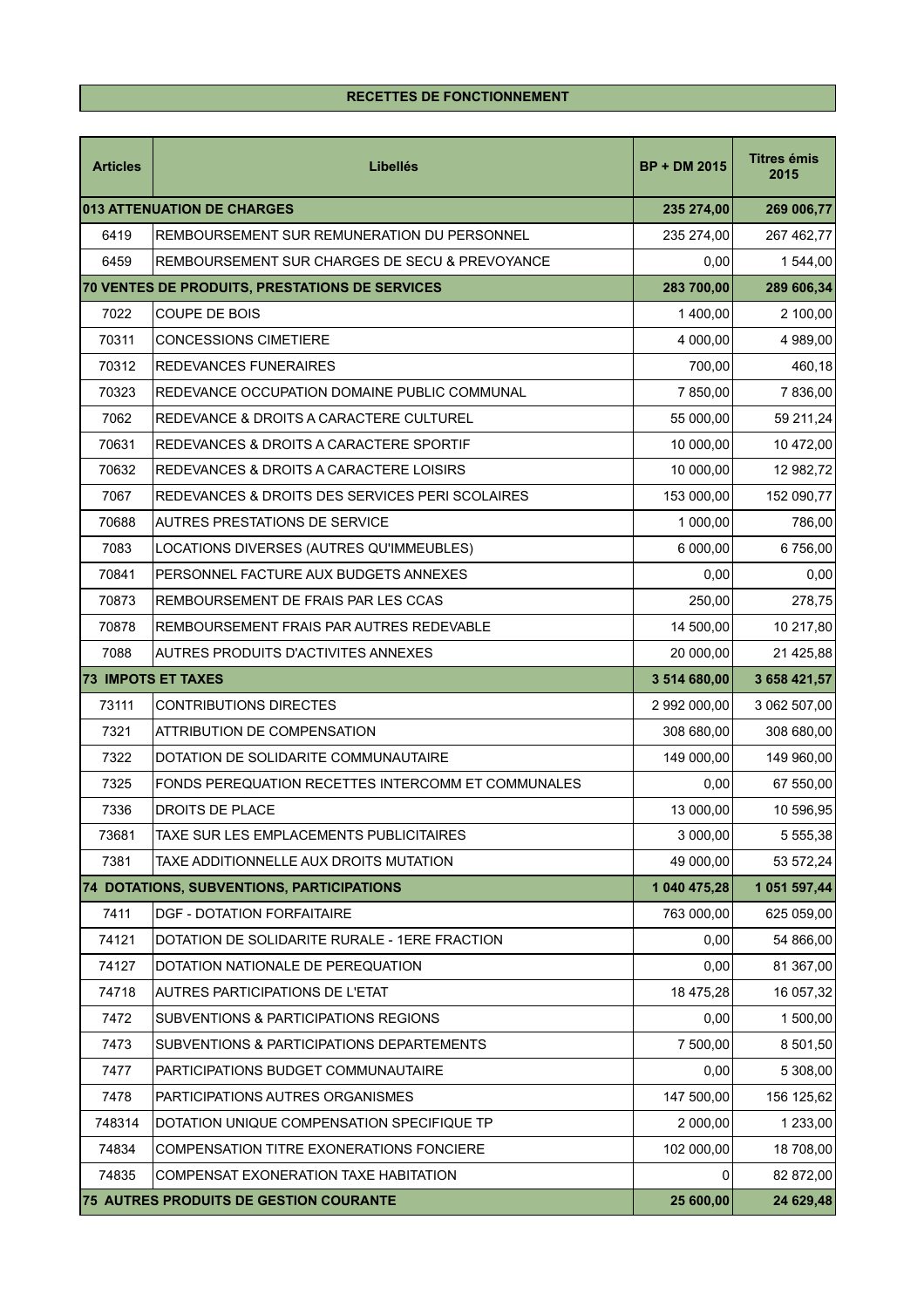## RECETTES DE FONCTIONNEMENT

| Articles | Libellés | BP + DM 2015 | Titres émis 2015 |
|---|---|---|---|
| **013 ATTENUATION DE CHARGES** | | **235 274,00** | **269 006,77** |
| 6419 | REMBOURSEMENT SUR REMUNERATION DU PERSONNEL | 235 274,00 | 267 462,77 |
| 6459 | REMBOURSEMENT SUR CHARGES DE SECU & PREVOYANCE | 0,00 | 1 544,00 |
| **70 VENTES DE PRODUITS, PRESTATIONS DE SERVICES** | | **283 700,00** | **289 606,34** |
| 7022 | COUPE DE BOIS | 1 400,00 | 2 100,00 |
| 70311 | CONCESSIONS CIMETIERE | 4 000,00 | 4 989,00 |
| 70312 | REDEVANCES FUNERAIRES | 700,00 | 460,18 |
| 70323 | REDEVANCE OCCUPATION DOMAINE PUBLIC COMMUNAL | 7 850,00 | 7 836,00 |
| 7062 | REDEVANCE & DROITS A CARACTERE CULTUREL | 55 000,00 | 59 211,24 |
| 70631 | REDEVANCES & DROITS A CARACTERE SPORTIF | 10 000,00 | 10 472,00 |
| 70632 | REDEVANCES & DROITS A CARACTERE LOISIRS | 10 000,00 | 12 982,72 |
| 7067 | REDEVANCES & DROITS DES SERVICES PERI SCOLAIRES | 153 000,00 | 152 090,77 |
| 70688 | AUTRES PRESTATIONS DE SERVICE | 1 000,00 | 786,00 |
| 7083 | LOCATIONS DIVERSES (AUTRES QU'IMMEUBLES) | 6 000,00 | 6 756,00 |
| 70841 | PERSONNEL FACTURE AUX BUDGETS ANNEXES | 0,00 | 0,00 |
| 70873 | REMBOURSEMENT DE FRAIS PAR LES CCAS | 250,00 | 278,75 |
| 70878 | REMBOURSEMENT FRAIS PAR AUTRES REDEVABLE | 14 500,00 | 10 217,80 |
| 7088 | AUTRES PRODUITS D'ACTIVITES ANNEXES | 20 000,00 | 21 425,88 |
| **73 IMPOTS ET TAXES** | | **3 514 680,00** | **3 658 421,57** |
| 73111 | CONTRIBUTIONS DIRECTES | 2 992 000,00 | 3 062 507,00 |
| 7321 | ATTRIBUTION DE COMPENSATION | 308 680,00 | 308 680,00 |
| 7322 | DOTATION DE SOLIDARITE COMMUNAUTAIRE | 149 000,00 | 149 960,00 |
| 7325 | FONDS PEREQUATION RECETTES INTERCOMM ET COMMUNALES | 0,00 | 67 550,00 |
| 7336 | DROITS DE PLACE | 13 000,00 | 10 596,95 |
| 73681 | TAXE SUR LES EMPLACEMENTS PUBLICITAIRES | 3 000,00 | 5 555,38 |
| 7381 | TAXE ADDITIONNELLE AUX DROITS MUTATION | 49 000,00 | 53 572,24 |
| **74 DOTATIONS, SUBVENTIONS, PARTICIPATIONS** | | **1 040 475,28** | **1 051 597,44** |
| 7411 | DGF - DOTATION FORFAITAIRE | 763 000,00 | 625 059,00 |
| 74121 | DOTATION DE SOLIDARITE RURALE - 1ERE FRACTION | 0,00 | 54 866,00 |
| 74127 | DOTATION NATIONALE DE PEREQUATION | 0,00 | 81 367,00 |
| 74718 | AUTRES PARTICIPATIONS DE L'ETAT | 18 475,28 | 16 057,32 |
| 7472 | SUBVENTIONS & PARTICIPATIONS REGIONS | 0,00 | 1 500,00 |
| 7473 | SUBVENTIONS & PARTICIPATIONS DEPARTEMENTS | 7 500,00 | 8 501,50 |
| 7477 | PARTICIPATIONS BUDGET COMMUNAUTAIRE | 0,00 | 5 308,00 |
| 7478 | PARTICIPATIONS AUTRES ORGANISMES | 147 500,00 | 156 125,62 |
| 748314 | DOTATION UNIQUE COMPENSATION SPECIFIQUE TP | 2 000,00 | 1 233,00 |
| 74834 | COMPENSATION TITRE EXONERATIONS FONCIERE | 102 000,00 | 18 708,00 |
| 74835 | COMPENSAT EXONERATION TAXE HABITATION | 0 | 82 872,00 |
| **75 AUTRES PRODUITS DE GESTION COURANTE** | | **25 600,00** | **24 629,48** |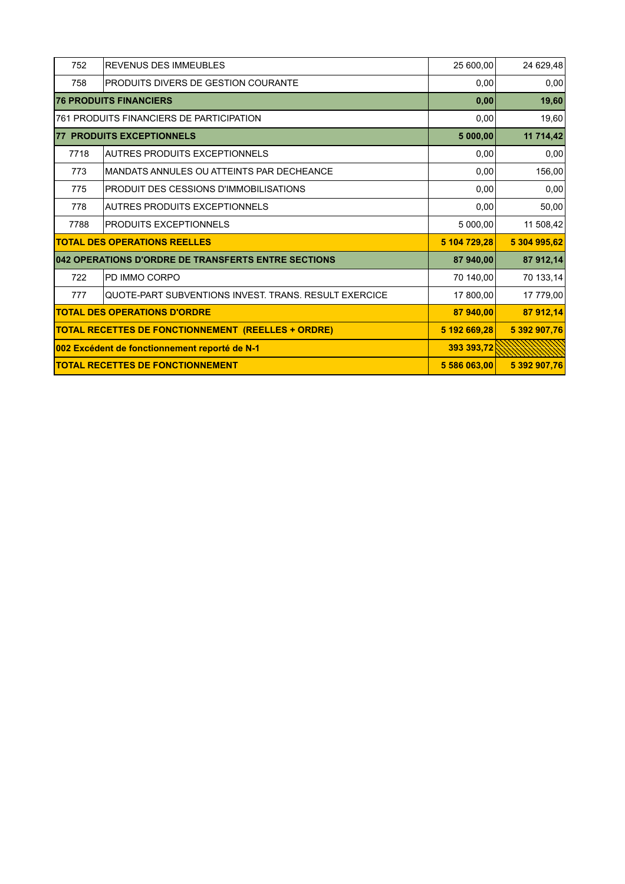| | | | |
|---|---|---|---|
| 752 | REVENUS DES IMMEUBLES | 25 600,00 | 24 629,48 |
| 758 | PRODUITS DIVERS DE GESTION COURANTE | 0,00 | 0,00 |
| **76 PRODUITS FINANCIERS** | | **0,00** | **19,60** |
| 761 PRODUITS FINANCIERS DE PARTICIPATION | | 0,00 | 19,60 |
| **77 PRODUITS EXCEPTIONNELS** | | **5 000,00** | **11 714,42** |
| 7718 | AUTRES PRODUITS EXCEPTIONNELS | 0,00 | 0,00 |
| 773 | MANDATS ANNULES OU ATTEINTS PAR DECHEANCE | 0,00 | 156,00 |
| 775 | PRODUIT DES CESSIONS D'IMMOBILISATIONS | 0,00 | 0,00 |
| 778 | AUTRES PRODUITS EXCEPTIONNELS | 0,00 | 50,00 |
| 7788 | PRODUITS EXCEPTIONNELS | 5 000,00 | 11 508,42 |
| **TOTAL DES OPERATIONS REELLES** | | **5 104 729,28** | **5 304 995,62** |
| **042 OPERATIONS D'ORDRE DE TRANSFERTS ENTRE SECTIONS** | | **87 940,00** | **87 912,14** |
| 722 | PD IMMO CORPO | 70 140,00 | 70 133,14 |
| 777 | QUOTE-PART SUBVENTIONS INVEST. TRANS. RESULT EXERCICE | 17 800,00 | 17 779,00 |
| **TOTAL DES OPERATIONS D'ORDRE** | | **87 940,00** | **87 912,14** |
| **TOTAL RECETTES DE FONCTIONNEMENT (REELLES + ORDRE)** | | **5 192 669,28** | **5 392 907,76** |
| **002 Excédent de fonctionnement reporté de N-1** | | **393 393,72** | |
| **TOTAL RECETTES DE FONCTIONNEMENT** | | **5 586 063,00** | **5 392 907,76** |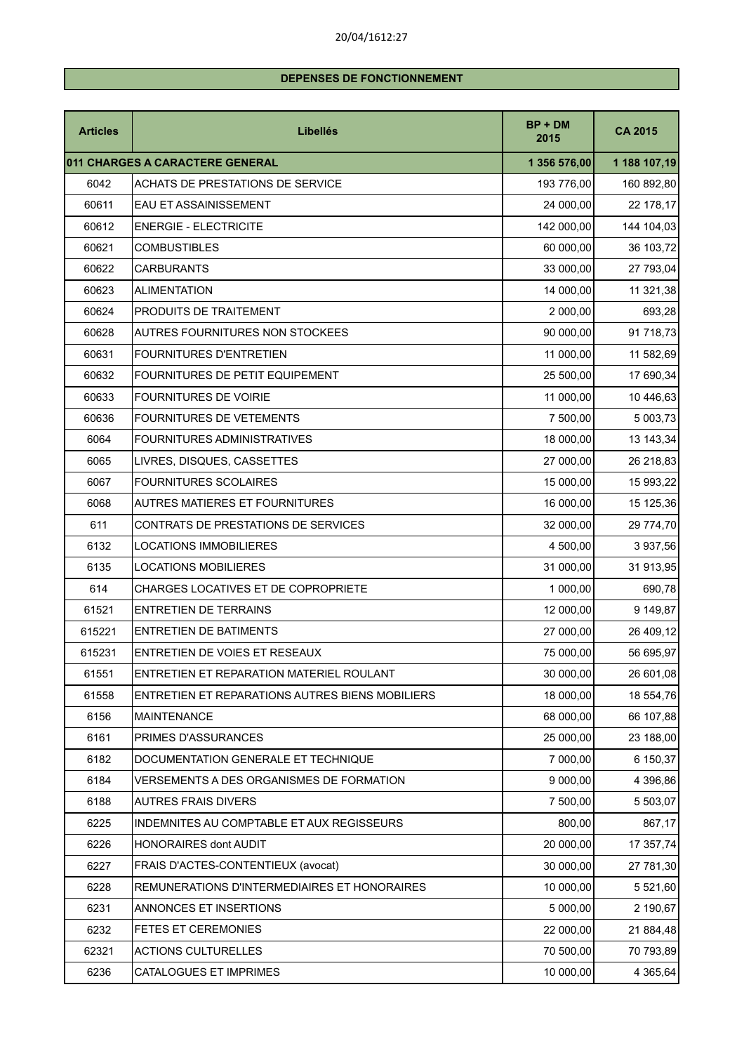## DEPENSES DE FONCTIONNEMENT

| Articles | Libellés | BP + DM 2015 | CA 2015 |
|---|---|---|---|
| **011 CHARGES A CARACTERE GENERAL** | | **1 356 576,00** | **1 188 107,19** |
| 6042 | ACHATS DE PRESTATIONS DE SERVICE | 193 776,00 | 160 892,80 |
| 60611 | EAU ET ASSAINISSEMENT | 24 000,00 | 22 178,17 |
| 60612 | ENERGIE - ELECTRICITE | 142 000,00 | 144 104,03 |
| 60621 | COMBUSTIBLES | 60 000,00 | 36 103,72 |
| 60622 | CARBURANTS | 33 000,00 | 27 793,04 |
| 60623 | ALIMENTATION | 14 000,00 | 11 321,38 |
| 60624 | PRODUITS DE TRAITEMENT | 2 000,00 | 693,28 |
| 60628 | AUTRES FOURNITURES NON STOCKEES | 90 000,00 | 91 718,73 |
| 60631 | FOURNITURES D'ENTRETIEN | 11 000,00 | 11 582,69 |
| 60632 | FOURNITURES DE PETIT EQUIPEMENT | 25 500,00 | 17 690,34 |
| 60633 | FOURNITURES DE VOIRIE | 11 000,00 | 10 446,63 |
| 60636 | FOURNITURES DE VETEMENTS | 7 500,00 | 5 003,73 |
| 6064 | FOURNITURES ADMINISTRATIVES | 18 000,00 | 13 143,34 |
| 6065 | LIVRES, DISQUES, CASSETTES | 27 000,00 | 26 218,83 |
| 6067 | FOURNITURES SCOLAIRES | 15 000,00 | 15 993,22 |
| 6068 | AUTRES MATIERES ET FOURNITURES | 16 000,00 | 15 125,36 |
| 611 | CONTRATS DE PRESTATIONS DE SERVICES | 32 000,00 | 29 774,70 |
| 6132 | LOCATIONS IMMOBILIERES | 4 500,00 | 3 937,56 |
| 6135 | LOCATIONS MOBILIERES | 31 000,00 | 31 913,95 |
| 614 | CHARGES LOCATIVES ET DE COPROPRIETE | 1 000,00 | 690,78 |
| 61521 | ENTRETIEN DE TERRAINS | 12 000,00 | 9 149,87 |
| 615221 | ENTRETIEN DE BATIMENTS | 27 000,00 | 26 409,12 |
| 615231 | ENTRETIEN DE VOIES ET RESEAUX | 75 000,00 | 56 695,97 |
| 61551 | ENTRETIEN ET REPARATION MATERIEL ROULANT | 30 000,00 | 26 601,08 |
| 61558 | ENTRETIEN ET REPARATIONS AUTRES BIENS MOBILIERS | 18 000,00 | 18 554,76 |
| 6156 | MAINTENANCE | 68 000,00 | 66 107,88 |
| 6161 | PRIMES D'ASSURANCES | 25 000,00 | 23 188,00 |
| 6182 | DOCUMENTATION GENERALE ET TECHNIQUE | 7 000,00 | 6 150,37 |
| 6184 | VERSEMENTS A DES ORGANISMES DE FORMATION | 9 000,00 | 4 396,86 |
| 6188 | AUTRES FRAIS DIVERS | 7 500,00 | 5 503,07 |
| 6225 | INDEMNITES AU COMPTABLE ET AUX REGISSEURS | 800,00 | 867,17 |
| 6226 | HONORAIRES dont AUDIT | 20 000,00 | 17 357,74 |
| 6227 | FRAIS D'ACTES-CONTENTIEUX (avocat) | 30 000,00 | 27 781,30 |
| 6228 | REMUNERATIONS D'INTERMEDIAIRES ET HONORAIRES | 10 000,00 | 5 521,60 |
| 6231 | ANNONCES ET INSERTIONS | 5 000,00 | 2 190,67 |
| 6232 | FETES ET CEREMONIES | 22 000,00 | 21 884,48 |
| 62321 | ACTIONS CULTURELLES | 70 500,00 | 70 793,89 |
| 6236 | CATALOGUES ET IMPRIMES | 10 000,00 | 4 365,64 |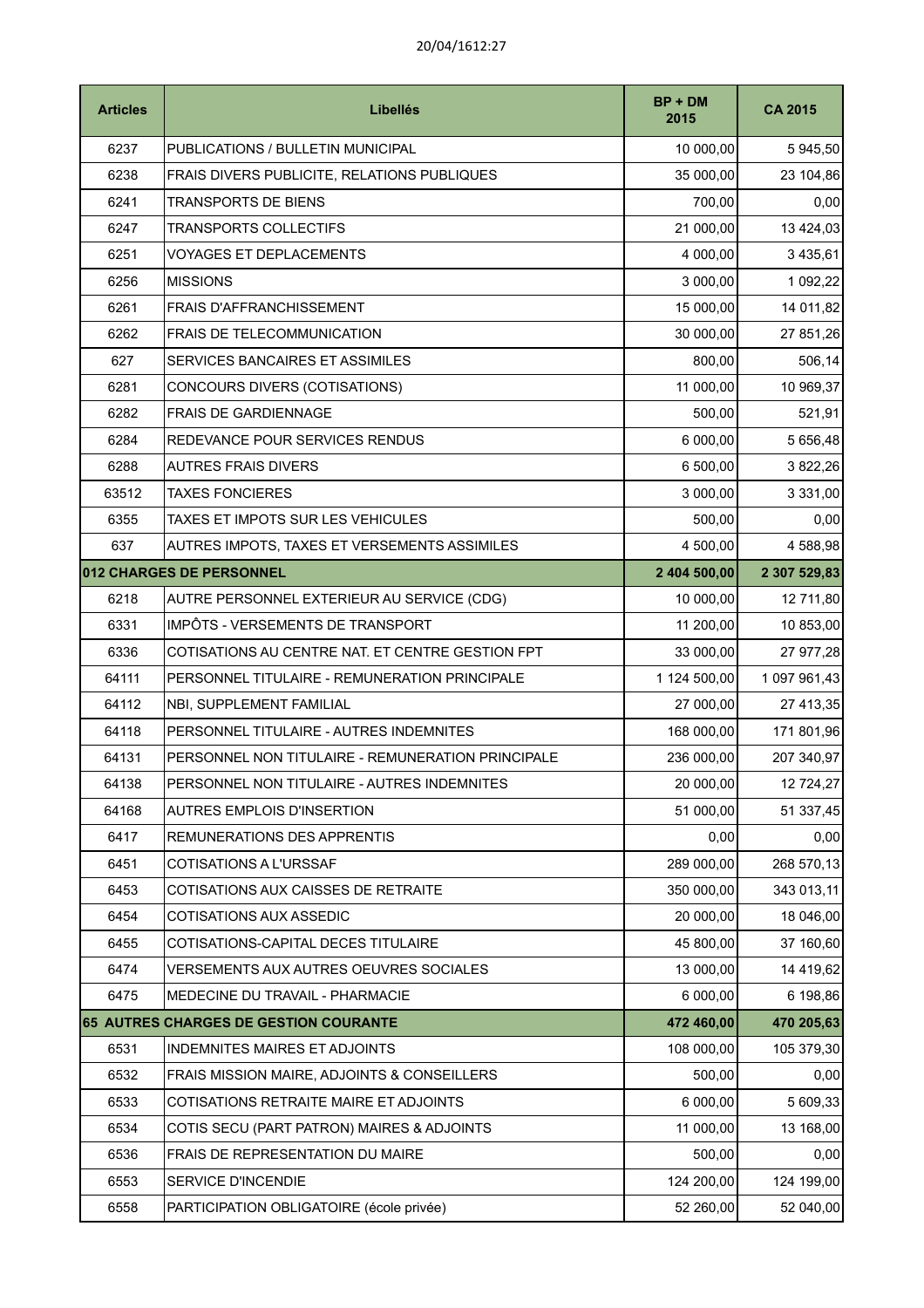| Articles | Libellés | BP + DM 2015 | CA 2015 |
|---|---|---|---|
| 6237 | PUBLICATIONS / BULLETIN MUNICIPAL | 10 000,00 | 5 945,50 |
| 6238 | FRAIS DIVERS PUBLICITE, RELATIONS PUBLIQUES | 35 000,00 | 23 104,86 |
| 6241 | TRANSPORTS DE BIENS | 700,00 | 0,00 |
| 6247 | TRANSPORTS COLLECTIFS | 21 000,00 | 13 424,03 |
| 6251 | VOYAGES ET DEPLACEMENTS | 4 000,00 | 3 435,61 |
| 6256 | MISSIONS | 3 000,00 | 1 092,22 |
| 6261 | FRAIS D'AFFRANCHISSEMENT | 15 000,00 | 14 011,82 |
| 6262 | FRAIS DE TELECOMMUNICATION | 30 000,00 | 27 851,26 |
| 627 | SERVICES BANCAIRES ET ASSIMILES | 800,00 | 506,14 |
| 6281 | CONCOURS DIVERS (COTISATIONS) | 11 000,00 | 10 969,37 |
| 6282 | FRAIS DE GARDIENNAGE | 500,00 | 521,91 |
| 6284 | REDEVANCE POUR SERVICES RENDUS | 6 000,00 | 5 656,48 |
| 6288 | AUTRES FRAIS DIVERS | 6 500,00 | 3 822,26 |
| 63512 | TAXES FONCIERES | 3 000,00 | 3 331,00 |
| 6355 | TAXES ET IMPOTS SUR LES VEHICULES | 500,00 | 0,00 |
| 637 | AUTRES IMPOTS, TAXES ET VERSEMENTS ASSIMILES | 4 500,00 | 4 588,98 |
| **012 CHARGES DE PERSONNEL** | | **2 404 500,00** | **2 307 529,83** |
| 6218 | AUTRE PERSONNEL EXTERIEUR AU SERVICE (CDG) | 10 000,00 | 12 711,80 |
| 6331 | IMPÔTS - VERSEMENTS DE TRANSPORT | 11 200,00 | 10 853,00 |
| 6336 | COTISATIONS AU CENTRE NAT. ET CENTRE GESTION FPT | 33 000,00 | 27 977,28 |
| 64111 | PERSONNEL TITULAIRE - REMUNERATION PRINCIPALE | 1 124 500,00 | 1 097 961,43 |
| 64112 | NBI, SUPPLEMENT FAMILIAL | 27 000,00 | 27 413,35 |
| 64118 | PERSONNEL TITULAIRE - AUTRES INDEMNITES | 168 000,00 | 171 801,96 |
| 64131 | PERSONNEL NON TITULAIRE - REMUNERATION PRINCIPALE | 236 000,00 | 207 340,97 |
| 64138 | PERSONNEL NON TITULAIRE - AUTRES INDEMNITES | 20 000,00 | 12 724,27 |
| 64168 | AUTRES EMPLOIS D'INSERTION | 51 000,00 | 51 337,45 |
| 6417 | REMUNERATIONS DES APPRENTIS | 0,00 | 0,00 |
| 6451 | COTISATIONS A L'URSSAF | 289 000,00 | 268 570,13 |
| 6453 | COTISATIONS AUX CAISSES DE RETRAITE | 350 000,00 | 343 013,11 |
| 6454 | COTISATIONS AUX ASSEDIC | 20 000,00 | 18 046,00 |
| 6455 | COTISATIONS-CAPITAL DECES TITULAIRE | 45 800,00 | 37 160,60 |
| 6474 | VERSEMENTS AUX AUTRES OEUVRES SOCIALES | 13 000,00 | 14 419,62 |
| 6475 | MEDECINE DU TRAVAIL - PHARMACIE | 6 000,00 | 6 198,86 |
| **65 AUTRES CHARGES DE GESTION COURANTE** | | **472 460,00** | **470 205,63** |
| 6531 | INDEMNITES MAIRES ET ADJOINTS | 108 000,00 | 105 379,30 |
| 6532 | FRAIS MISSION MAIRE, ADJOINTS & CONSEILLERS | 500,00 | 0,00 |
| 6533 | COTISATIONS RETRAITE MAIRE ET ADJOINTS | 6 000,00 | 5 609,33 |
| 6534 | COTIS SECU (PART PATRON) MAIRES & ADJOINTS | 11 000,00 | 13 168,00 |
| 6536 | FRAIS DE REPRESENTATION DU MAIRE | 500,00 | 0,00 |
| 6553 | SERVICE D'INCENDIE | 124 200,00 | 124 199,00 |
| 6558 | PARTICIPATION OBLIGATOIRE (école privée) | 52 260,00 | 52 040,00 |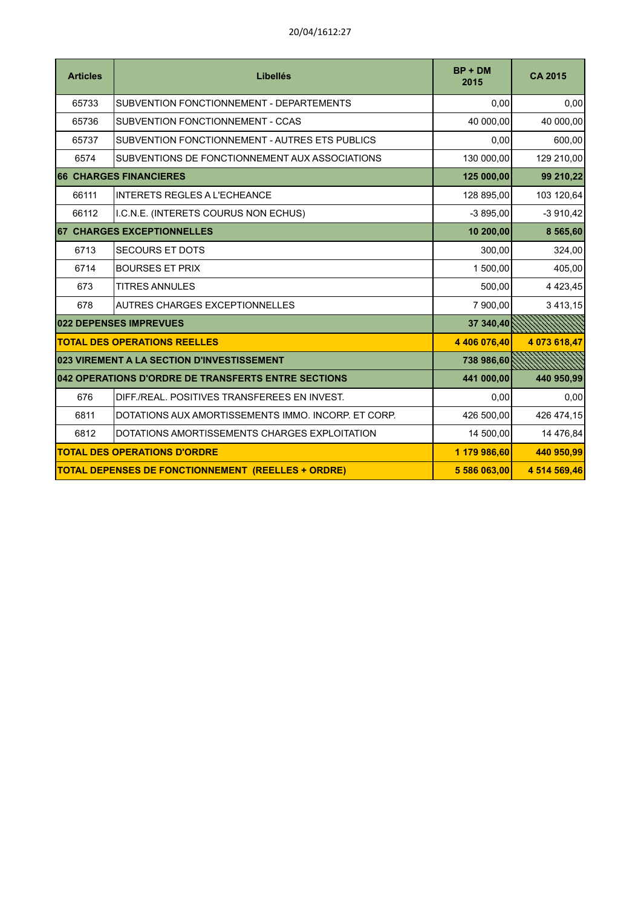| Articles | Libellés | BP + DM 2015 | CA 2015 |
|---|---|---|---|
| 65733 | SUBVENTION FONCTIONNEMENT - DEPARTEMENTS | 0,00 | 0,00 |
| 65736 | SUBVENTION FONCTIONNEMENT - CCAS | 40 000,00 | 40 000,00 |
| 65737 | SUBVENTION FONCTIONNEMENT - AUTRES ETS PUBLICS | 0,00 | 600,00 |
| 6574 | SUBVENTIONS DE FONCTIONNEMENT AUX ASSOCIATIONS | 130 000,00 | 129 210,00 |
| **66 CHARGES FINANCIERES** | | **125 000,00** | **99 210,22** |
| 66111 | INTERETS REGLES A L'ECHEANCE | 128 895,00 | 103 120,64 |
| 66112 | I.C.N.E. (INTERETS COURUS NON ECHUS) | -3 895,00 | -3 910,42 |
| **67 CHARGES EXCEPTIONNELLES** | | **10 200,00** | **8 565,60** |
| 6713 | SECOURS ET DOTS | 300,00 | 324,00 |
| 6714 | BOURSES ET PRIX | 1 500,00 | 405,00 |
| 673 | TITRES ANNULES | 500,00 | 4 423,45 |
| 678 | AUTRES CHARGES EXCEPTIONNELLES | 7 900,00 | 3 413,15 |
| **022 DEPENSES IMPREVUES** | | **37 340,40** | |
| **TOTAL DES OPERATIONS REELLES** | | **4 406 076,40** | **4 073 618,47** |
| **023 VIREMENT A LA SECTION D'INVESTISSEMENT** | | **738 986,60** | |
| **042 OPERATIONS D'ORDRE DE TRANSFERTS ENTRE SECTIONS** | | **441 000,00** | **440 950,99** |
| 676 | DIFF./REAL. POSITIVES TRANSFEREES EN INVEST. | 0,00 | 0,00 |
| 6811 | DOTATIONS AUX AMORTISSEMENTS IMMO. INCORP. ET CORP. | 426 500,00 | 426 474,15 |
| 6812 | DOTATIONS AMORTISSEMENTS CHARGES EXPLOITATION | 14 500,00 | 14 476,84 |
| **TOTAL DES OPERATIONS D'ORDRE** | | **1 179 986,60** | **440 950,99** |
| **TOTAL DEPENSES DE FONCTIONNEMENT (REELLES + ORDRE)** | | **5 586 063,00** | **4 514 569,46** |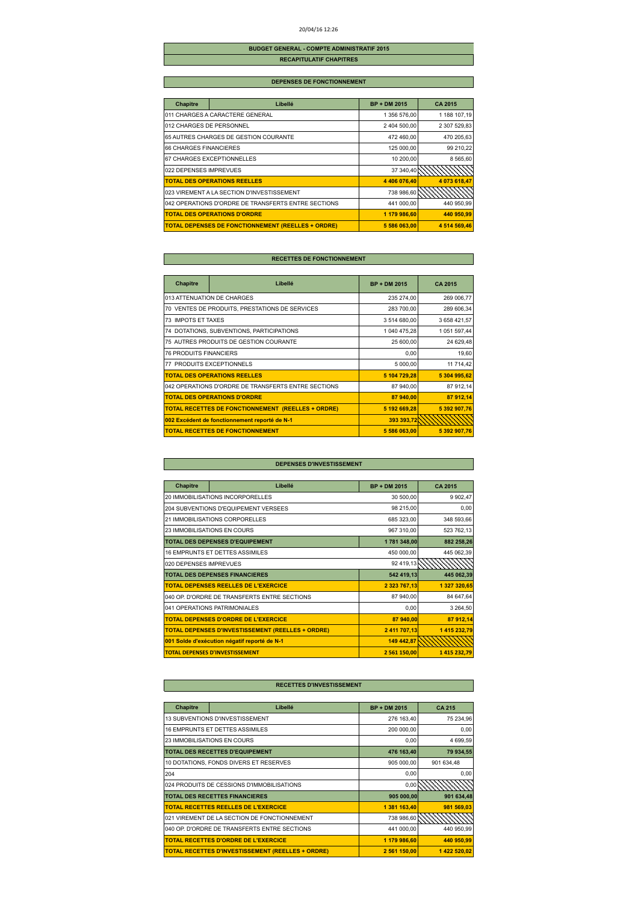20/04/16 12:26

# BUDGET GENERAL - COMPTE ADMINISTRATIF 2015

## RECAPITULATIF CHAPITRES

### DEPENSES DE FONCTIONNEMENT

| Chapitre | Libellé | BP + DM 2015 | CA 2015 |
|---|---|---|---|
| 011 CHARGES A CARACTERE GENERAL | | 1 356 576,00 | 1 188 107,19 |
| 012 CHARGES DE PERSONNEL | | 2 404 500,00 | 2 307 529,83 |
| 65 AUTRES CHARGES DE GESTION COURANTE | | 472 460,00 | 470 205,63 |
| 66 CHARGES FINANCIERES | | 125 000,00 | 99 210,22 |
| 67 CHARGES EXCEPTIONNELLES | | 10 200,00 | 8 565,60 |
| 022 DEPENSES IMPREVUES | | 37 340,40 | |
| **TOTAL DES OPERATIONS REELLES** | | **4 406 076,40** | **4 073 618,47** |
| 023 VIREMENT A LA SECTION D'INVESTISSEMENT | | 738 986,60 | |
| 042 OPERATIONS D'ORDRE DE TRANSFERTS ENTRE SECTIONS | | 441 000,00 | 440 950,99 |
| **TOTAL DES OPERATIONS D'ORDRE** | | **1 179 986,60** | **440 950,99** |
| **TOTAL DEPENSES DE FONCTIONNEMENT (REELLES + ORDRE)** | | **5 586 063,00** | **4 514 569,46** |

### RECETTES DE FONCTIONNEMENT

| Chapitre | Libellé | BP + DM 2015 | CA 2015 |
|---|---|---|---|
| 013 ATTENUATION DE CHARGES | | 235 274,00 | 269 006,77 |
| 70 VENTES DE PRODUITS, PRESTATIONS DE SERVICES | | 283 700,00 | 289 606,34 |
| 73 IMPOTS ET TAXES | | 3 514 680,00 | 3 658 421,57 |
| 74 DOTATIONS, SUBVENTIONS, PARTICIPATIONS | | 1 040 475,28 | 1 051 597,44 |
| 75 AUTRES PRODUITS DE GESTION COURANTE | | 25 600,00 | 24 629,48 |
| 76 PRODUITS FINANCIERS | | 0,00 | 19,60 |
| 77 PRODUITS EXCEPTIONNELS | | 5 000,00 | 11 714,42 |
| **TOTAL DES OPERATIONS REELLES** | | **5 104 729,28** | **5 304 995,62** |
| 042 OPERATIONS D'ORDRE DE TRANSFERTS ENTRE SECTIONS | | 87 940,00 | 87 912,14 |
| **TOTAL DES OPERATIONS D'ORDRE** | | **87 940,00** | **87 912,14** |
| **TOTAL RECETTES DE FONCTIONNEMENT (REELLES + ORDRE)** | | **5 192 669,28** | **5 392 907,76** |
| **002 Excédent de fonctionnement reporté de N-1** | | **393 393,72** | |
| **TOTAL RECETTES DE FONCTIONNEMENT** | | **5 586 063,00** | **5 392 907,76** |

### DEPENSES D'INVESTISSEMENT

| Chapitre | Libellé | BP + DM 2015 | CA 2015 |
|---|---|---|---|
| 20 IMMOBILISATIONS INCORPORELLES | | 30 500,00 | 9 902,47 |
| 204 SUBVENTIONS D'EQUIPEMENT VERSEES | | 98 215,00 | 0,00 |
| 21 IMMOBILISATIONS CORPORELLES | | 685 323,00 | 348 593,66 |
| 23 IMMOBILISATIONS EN COURS | | 967 310,00 | 523 762,13 |
| **TOTAL DES DEPENSES D'EQUIPEMENT** | | **1 781 348,00** | **882 258,26** |
| 16 EMPRUNTS ET DETTES ASSIMILES | | 450 000,00 | 445 062,39 |
| 020 DEPENSES IMPREVUES | | 92 419,13 | |
| **TOTAL DES DEPENSES FINANCIERES** | | **542 419,13** | **445 062,39** |
| **TOTAL DEPENSES REELLES DE L'EXERCICE** | | **2 323 767,13** | **1 327 320,65** |
| 040 OP. D'ORDRE DE TRANSFERTS ENTRE SECTIONS | | 87 940,00 | 84 647,64 |
| 041 OPERATIONS PATRIMONIALES | | 0,00 | 3 264,50 |
| **TOTAL DEPENSES D'ORDRE DE L'EXERCICE** | | **87 940,00** | **87 912,14** |
| **TOTAL DEPENSES D'INVESTISSEMENT (REELLES + ORDRE)** | | **2 411 707,13** | **1 415 232,79** |
| **001 Solde d'exécution négatif reporté de N-1** | | **149 442,87** | |
| **TOTAL DEPENSES D'INVESTISSEMENT** | | **2 561 150,00** | **1 415 232,79** |

### RECETTES D'INVESTISSEMENT

| Chapitre | Libellé | BP + DM 2015 | CA 215 |
|---|---|---|---|
| 13 SUBVENTIONS D'INVESTISSEMENT | | 276 163,40 | 75 234,96 |
| 16 EMPRUNTS ET DETTES ASSIMILES | | 200 000,00 | 0,00 |
| 23 IMMOBILISATIONS EN COURS | | 0,00 | 4 699,59 |
| **TOTAL DES RECETTES D'EQUIPEMENT** | | **476 163,40** | **79 934,55** |
| 10 DOTATIONS, FONDS DIVERS ET RESERVES | | 905 000,00 | 901 634,48 |
| 204 | | 0,00 | 0,00 |
| 024 PRODUITS DE CESSIONS D'IMMOBILISATIONS | | 0,00 | |
| **TOTAL DES RECETTES FINANCIERES** | | **905 000,00** | **901 634,48** |
| **TOTAL RECETTES REELLES DE L'EXERCICE** | | **1 381 163,40** | **981 569,03** |
| 021 VIREMENT DE LA SECTION DE FONCTIONNEMENT | | 738 986,60 | |
| 040 OP. D'ORDRE DE TRANSFERTS ENTRE SECTIONS | | 441 000,00 | 440 950,99 |
| **TOTAL RECETTES D'ORDRE DE L'EXERCICE** | | **1 179 986,60** | **440 950,99** |
| **TOTAL RECETTES D'INVESTISSEMENT (REELLES + ORDRE)** | | **2 561 150,00** | **1 422 520,02** |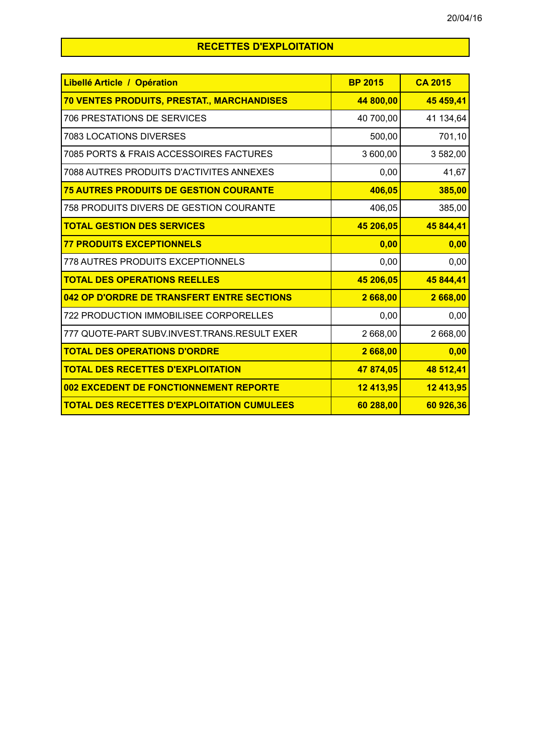## RECETTES D'EXPLOITATION

| Libellé Article / Opération | BP 2015 | CA 2015 |
|---|---|---|
| **70 VENTES PRODUITS, PRESTAT., MARCHANDISES** | **44 800,00** | **45 459,41** |
| 706 PRESTATIONS DE SERVICES | 40 700,00 | 41 134,64 |
| 7083 LOCATIONS DIVERSES | 500,00 | 701,10 |
| 7085 PORTS & FRAIS ACCESSOIRES FACTURES | 3 600,00 | 3 582,00 |
| 7088 AUTRES PRODUITS D'ACTIVITES ANNEXES | 0,00 | 41,67 |
| **75 AUTRES PRODUITS DE GESTION COURANTE** | **406,05** | **385,00** |
| 758 PRODUITS DIVERS DE GESTION COURANTE | 406,05 | 385,00 |
| **TOTAL GESTION DES SERVICES** | **45 206,05** | **45 844,41** |
| **77 PRODUITS EXCEPTIONNELS** | **0,00** | **0,00** |
| 778 AUTRES PRODUITS EXCEPTIONNELS | 0,00 | 0,00 |
| **TOTAL DES OPERATIONS REELLES** | **45 206,05** | **45 844,41** |
| **042 OP D'ORDRE DE TRANSFERT ENTRE SECTIONS** | **2 668,00** | **2 668,00** |
| 722 PRODUCTION IMMOBILISEE CORPORELLES | 0,00 | 0,00 |
| 777 QUOTE-PART SUBV.INVEST.TRANS.RESULT EXER | 2 668,00 | 2 668,00 |
| **TOTAL DES OPERATIONS D'ORDRE** | **2 668,00** | **0,00** |
| **TOTAL DES RECETTES D'EXPLOITATION** | **47 874,05** | **48 512,41** |
| **002 EXCEDENT DE FONCTIONNEMENT REPORTE** | **12 413,95** | **12 413,95** |
| **TOTAL DES RECETTES D'EXPLOITATION CUMULEES** | **60 288,00** | **60 926,36** |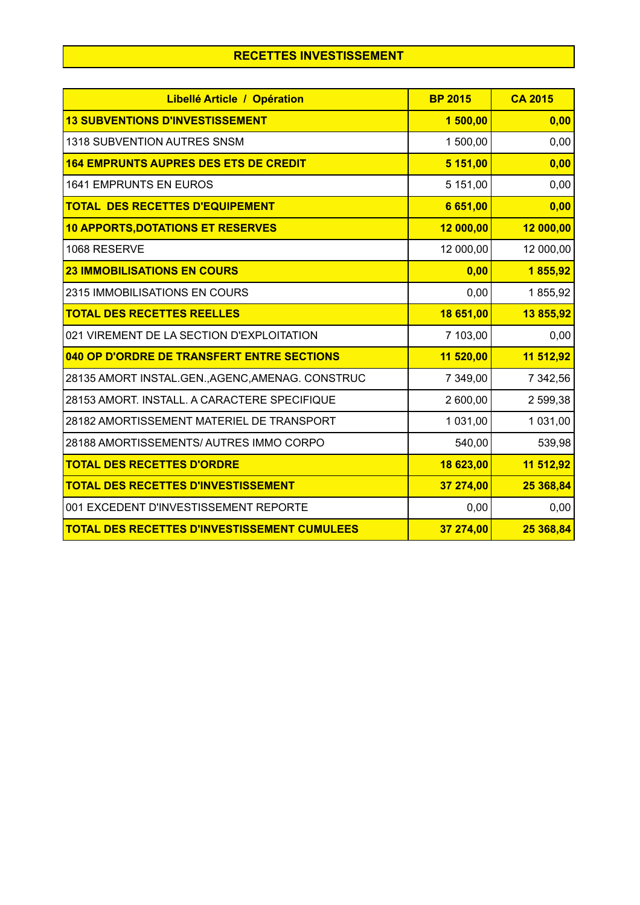## RECETTES INVESTISSEMENT

| Libellé Article / Opération | BP 2015 | CA 2015 |
|---|---|---|
| **13 SUBVENTIONS D'INVESTISSEMENT** | **1 500,00** | **0,00** |
| 1318 SUBVENTION AUTRES SNSM | 1 500,00 | 0,00 |
| **164 EMPRUNTS AUPRES DES ETS DE CREDIT** | **5 151,00** | **0,00** |
| 1641 EMPRUNTS EN EUROS | 5 151,00 | 0,00 |
| **TOTAL DES RECETTES D'EQUIPEMENT** | **6 651,00** | **0,00** |
| **10 APPORTS,DOTATIONS ET RESERVES** | **12 000,00** | **12 000,00** |
| 1068 RESERVE | 12 000,00 | 12 000,00 |
| **23 IMMOBILISATIONS EN COURS** | **0,00** | **1 855,92** |
| 2315 IMMOBILISATIONS EN COURS | 0,00 | 1 855,92 |
| **TOTAL DES RECETTES REELLES** | **18 651,00** | **13 855,92** |
| 021 VIREMENT DE LA SECTION D'EXPLOITATION | 7 103,00 | 0,00 |
| **040 OP D'ORDRE DE TRANSFERT ENTRE SECTIONS** | **11 520,00** | **11 512,92** |
| 28135 AMORT INSTAL.GEN.,AGENC,AMENAG. CONSTRUC | 7 349,00 | 7 342,56 |
| 28153 AMORT. INSTALL. A CARACTERE SPECIFIQUE | 2 600,00 | 2 599,38 |
| 28182 AMORTISSEMENT MATERIEL DE TRANSPORT | 1 031,00 | 1 031,00 |
| 28188 AMORTISSEMENTS/ AUTRES IMMO CORPO | 540,00 | 539,98 |
| **TOTAL DES RECETTES D'ORDRE** | **18 623,00** | **11 512,92** |
| **TOTAL DES RECETTES D'INVESTISSEMENT** | **37 274,00** | **25 368,84** |
| 001 EXCEDENT D'INVESTISSEMENT REPORTE | 0,00 | 0,00 |
| **TOTAL DES RECETTES D'INVESTISSEMENT CUMULEES** | **37 274,00** | **25 368,84** |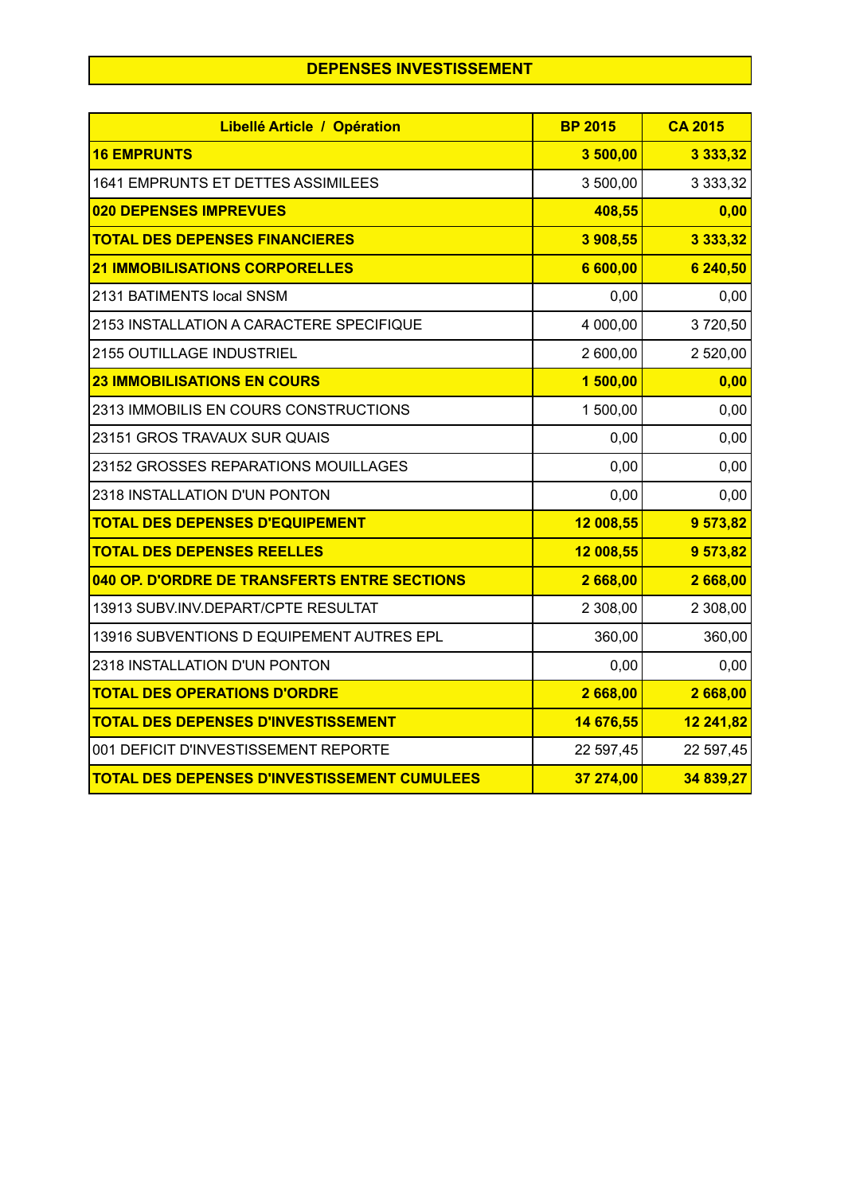## DEPENSES INVESTISSEMENT

| Libellé Article / Opération | BP 2015 | CA 2015 |
|---|---|---|
| **16 EMPRUNTS** | **3 500,00** | **3 333,32** |
| 1641 EMPRUNTS ET DETTES ASSIMILEES | 3 500,00 | 3 333,32 |
| **020 DEPENSES IMPREVUES** | **408,55** | **0,00** |
| **TOTAL DES DEPENSES FINANCIERES** | **3 908,55** | **3 333,32** |
| **21 IMMOBILISATIONS CORPORELLES** | **6 600,00** | **6 240,50** |
| 2131 BATIMENTS local SNSM | 0,00 | 0,00 |
| 2153 INSTALLATION A CARACTERE SPECIFIQUE | 4 000,00 | 3 720,50 |
| 2155 OUTILLAGE INDUSTRIEL | 2 600,00 | 2 520,00 |
| **23 IMMOBILISATIONS EN COURS** | **1 500,00** | **0,00** |
| 2313 IMMOBILIS EN COURS CONSTRUCTIONS | 1 500,00 | 0,00 |
| 23151 GROS TRAVAUX SUR QUAIS | 0,00 | 0,00 |
| 23152 GROSSES REPARATIONS MOUILLAGES | 0,00 | 0,00 |
| 2318 INSTALLATION D'UN PONTON | 0,00 | 0,00 |
| **TOTAL DES DEPENSES D'EQUIPEMENT** | **12 008,55** | **9 573,82** |
| **TOTAL DES DEPENSES REELLES** | **12 008,55** | **9 573,82** |
| **040 OP. D'ORDRE DE TRANSFERTS ENTRE SECTIONS** | **2 668,00** | **2 668,00** |
| 13913 SUBV.INV.DEPART/CPTE RESULTAT | 2 308,00 | 2 308,00 |
| 13916 SUBVENTIONS D EQUIPEMENT AUTRES EPL | 360,00 | 360,00 |
| 2318 INSTALLATION D'UN PONTON | 0,00 | 0,00 |
| **TOTAL DES OPERATIONS D'ORDRE** | **2 668,00** | **2 668,00** |
| **TOTAL DES DEPENSES D'INVESTISSEMENT** | **14 676,55** | **12 241,82** |
| 001 DEFICIT D'INVESTISSEMENT REPORTE | 22 597,45 | 22 597,45 |
| **TOTAL DES DEPENSES D'INVESTISSEMENT CUMULEES** | **37 274,00** | **34 839,27** |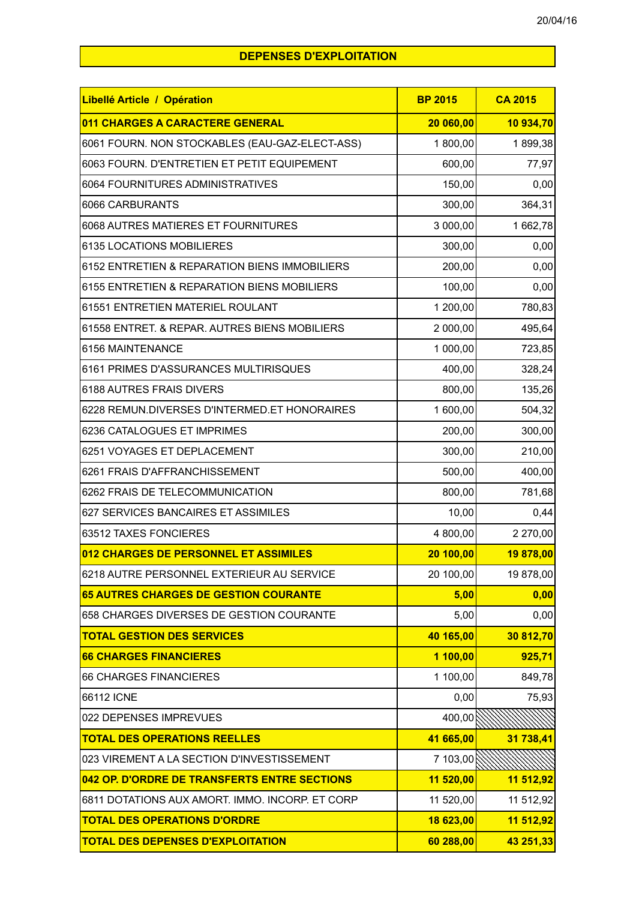## DEPENSES D'EXPLOITATION

| Libellé Article / Opération | BP 2015 | CA 2015 |
|---|---|---|
| **011 CHARGES A CARACTERE GENERAL** | **20 060,00** | **10 934,70** |
| 6061 FOURN. NON STOCKABLES (EAU-GAZ-ELECT-ASS) | 1 800,00 | 1 899,38 |
| 6063 FOURN. D'ENTRETIEN ET PETIT EQUIPEMENT | 600,00 | 77,97 |
| 6064 FOURNITURES ADMINISTRATIVES | 150,00 | 0,00 |
| 6066 CARBURANTS | 300,00 | 364,31 |
| 6068 AUTRES MATIERES ET FOURNITURES | 3 000,00 | 1 662,78 |
| 6135 LOCATIONS MOBILIERES | 300,00 | 0,00 |
| 6152 ENTRETIEN & REPARATION BIENS IMMOBILIERS | 200,00 | 0,00 |
| 6155 ENTRETIEN & REPARATION BIENS MOBILIERS | 100,00 | 0,00 |
| 61551 ENTRETIEN MATERIEL ROULANT | 1 200,00 | 780,83 |
| 61558 ENTRET. & REPAR. AUTRES BIENS MOBILIERS | 2 000,00 | 495,64 |
| 6156 MAINTENANCE | 1 000,00 | 723,85 |
| 6161 PRIMES D'ASSURANCES MULTIRISQUES | 400,00 | 328,24 |
| 6188 AUTRES FRAIS DIVERS | 800,00 | 135,26 |
| 6228 REMUN.DIVERSES D'INTERMED.ET HONORAIRES | 1 600,00 | 504,32 |
| 6236 CATALOGUES ET IMPRIMES | 200,00 | 300,00 |
| 6251 VOYAGES ET DEPLACEMENT | 300,00 | 210,00 |
| 6261 FRAIS D'AFFRANCHISSEMENT | 500,00 | 400,00 |
| 6262 FRAIS DE TELECOMMUNICATION | 800,00 | 781,68 |
| 627 SERVICES BANCAIRES ET ASSIMILES | 10,00 | 0,44 |
| 63512 TAXES FONCIERES | 4 800,00 | 2 270,00 |
| **012 CHARGES DE PERSONNEL ET ASSIMILES** | **20 100,00** | **19 878,00** |
| 6218 AUTRE PERSONNEL EXTERIEUR AU SERVICE | 20 100,00 | 19 878,00 |
| **65 AUTRES CHARGES DE GESTION COURANTE** | **5,00** | **0,00** |
| 658 CHARGES DIVERSES DE GESTION COURANTE | 5,00 | 0,00 |
| **TOTAL GESTION DES SERVICES** | **40 165,00** | **30 812,70** |
| **66 CHARGES FINANCIERES** | **1 100,00** | **925,71** |
| 66 CHARGES FINANCIERES | 1 100,00 | 849,78 |
| 66112 ICNE | 0,00 | 75,93 |
| 022 DEPENSES IMPREVUES | 400,00 | |
| **TOTAL DES OPERATIONS REELLES** | **41 665,00** | **31 738,41** |
| 023 VIREMENT A LA SECTION D'INVESTISSEMENT | 7 103,00 | |
| **042 OP. D'ORDRE DE TRANSFERTS ENTRE SECTIONS** | **11 520,00** | **11 512,92** |
| 6811 DOTATIONS AUX AMORT. IMMO. INCORP. ET CORP | 11 520,00 | 11 512,92 |
| **TOTAL DES OPERATIONS D'ORDRE** | **18 623,00** | **11 512,92** |
| **TOTAL DES DEPENSES D'EXPLOITATION** | **60 288,00** | **43 251,33** |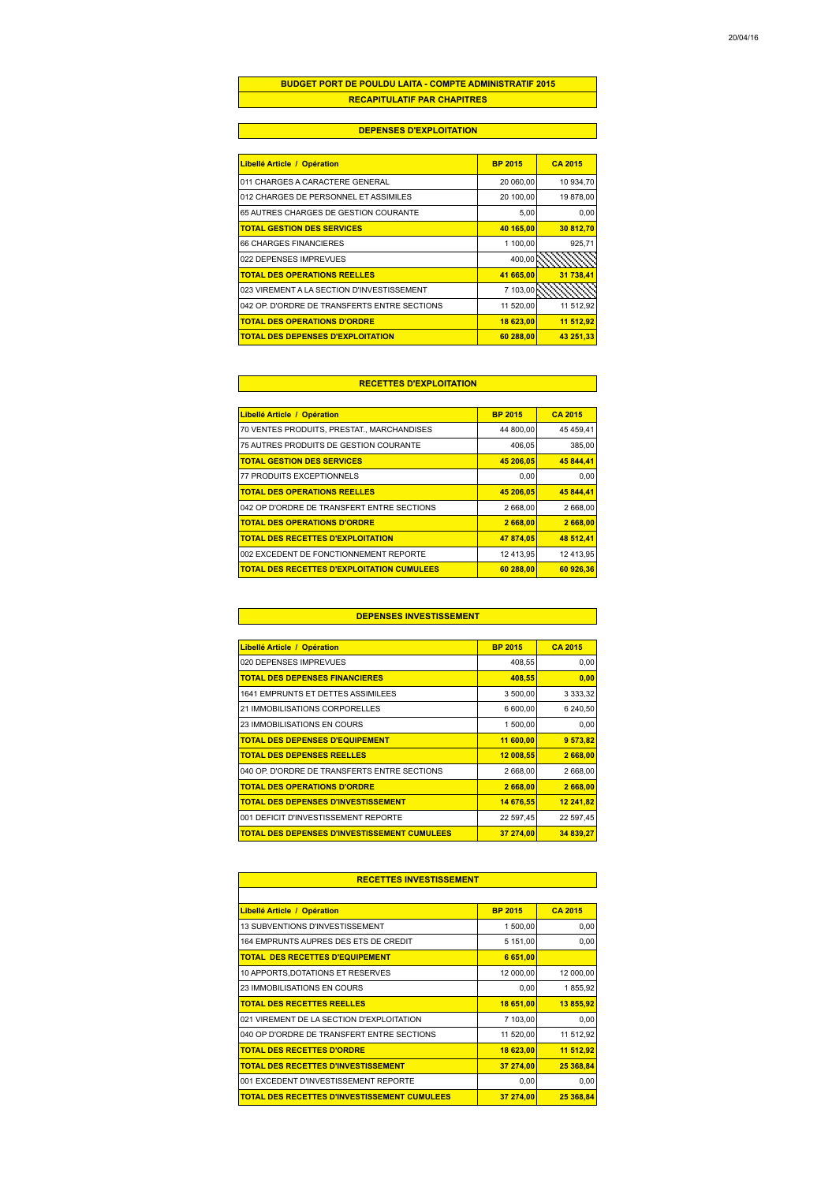# BUDGET PORT DE POULDU LAITA - COMPTE ADMINISTRATIF 2015

## RECAPITULATIF PAR CHAPITRES

### DEPENSES D'EXPLOITATION

| Libellé Article / Opération | BP 2015 | CA 2015 |
|---|---|---|
| 011 CHARGES A CARACTERE GENERAL | 20 060,00 | 10 934,70 |
| 012 CHARGES DE PERSONNEL ET ASSIMILES | 20 100,00 | 19 878,00 |
| 65 AUTRES CHARGES DE GESTION COURANTE | 5,00 | 0,00 |
| **TOTAL GESTION DES SERVICES** | **40 165,00** | **30 812,70** |
| 66 CHARGES FINANCIERES | 1 100,00 | 925,71 |
| 022 DEPENSES IMPREVUES | 400,00 | |
| **TOTAL DES OPERATIONS REELLES** | **41 665,00** | **31 738,41** |
| 023 VIREMENT A LA SECTION D'INVESTISSEMENT | 7 103,00 | |
| 042 OP. D'ORDRE DE TRANSFERTS ENTRE SECTIONS | 11 520,00 | 11 512,92 |
| **TOTAL DES OPERATIONS D'ORDRE** | **18 623,00** | **11 512,92** |
| **TOTAL DES DEPENSES D'EXPLOITATION** | **60 288,00** | **43 251,33** |

### RECETTES D'EXPLOITATION

| Libellé Article / Opération | BP 2015 | CA 2015 |
|---|---|---|
| 70 VENTES PRODUITS, PRESTAT., MARCHANDISES | 44 800,00 | 45 459,41 |
| 75 AUTRES PRODUITS DE GESTION COURANTE | 406,05 | 385,00 |
| **TOTAL GESTION DES SERVICES** | **45 206,05** | **45 844,41** |
| 77 PRODUITS EXCEPTIONNELS | 0,00 | 0,00 |
| **TOTAL DES OPERATIONS REELLES** | **45 206,05** | **45 844,41** |
| 042 OP D'ORDRE DE TRANSFERT ENTRE SECTIONS | 2 668,00 | 2 668,00 |
| **TOTAL DES OPERATIONS D'ORDRE** | **2 668,00** | **2 668,00** |
| **TOTAL DES RECETTES D'EXPLOITATION** | **47 874,05** | **48 512,41** |
| 002 EXCEDENT DE FONCTIONNEMENT REPORTE | 12 413,95 | 12 413,95 |
| **TOTAL DES RECETTES D'EXPLOITATION CUMULEES** | **60 288,00** | **60 926,36** |

### DEPENSES INVESTISSEMENT

| Libellé Article / Opération | BP 2015 | CA 2015 |
|---|---|---|
| 020 DEPENSES IMPREVUES | 408,55 | 0,00 |
| **TOTAL DES DEPENSES FINANCIERES** | **408,55** | **0,00** |
| 1641 EMPRUNTS ET DETTES ASSIMILEES | 3 500,00 | 3 333,32 |
| 21 IMMOBILISATIONS CORPORELLES | 6 600,00 | 6 240,50 |
| 23 IMMOBILISATIONS EN COURS | 1 500,00 | 0,00 |
| **TOTAL DES DEPENSES D'EQUIPEMENT** | **11 600,00** | **9 573,82** |
| **TOTAL DES DEPENSES REELLES** | **12 008,55** | **2 668,00** |
| 040 OP. D'ORDRE DE TRANSFERTS ENTRE SECTIONS | 2 668,00 | 2 668,00 |
| **TOTAL DES OPERATIONS D'ORDRE** | **2 668,00** | **2 668,00** |
| **TOTAL DES DEPENSES D'INVESTISSEMENT** | **14 676,55** | **12 241,82** |
| 001 DEFICIT D'INVESTISSEMENT REPORTE | 22 597,45 | 22 597,45 |
| **TOTAL DES DEPENSES D'INVESTISSEMENT CUMULEES** | **37 274,00** | **34 839,27** |

### RECETTES INVESTISSEMENT

| Libellé Article / Opération | BP 2015 | CA 2015 |
|---|---|---|
| 13 SUBVENTIONS D'INVESTISSEMENT | 1 500,00 | 0,00 |
| 164 EMPRUNTS AUPRES DES ETS DE CREDIT | 5 151,00 | 0,00 |
| **TOTAL DES RECETTES D'EQUIPEMENT** | **6 651,00** | |
| 10 APPORTS,DOTATIONS ET RESERVES | 12 000,00 | 12 000,00 |
| 23 IMMOBILISATIONS EN COURS | 0,00 | 1 855,92 |
| **TOTAL DES RECETTES REELLES** | **18 651,00** | **13 855,92** |
| 021 VIREMENT DE LA SECTION D'EXPLOITATION | 7 103,00 | 0,00 |
| 040 OP D'ORDRE DE TRANSFERT ENTRE SECTIONS | 11 520,00 | 11 512,92 |
| **TOTAL DES RECETTES D'ORDRE** | **18 623,00** | **11 512,92** |
| **TOTAL DES RECETTES D'INVESTISSEMENT** | **37 274,00** | **25 368,84** |
| 001 EXCEDENT D'INVESTISSEMENT REPORTE | 0,00 | 0,00 |
| **TOTAL DES RECETTES D'INVESTISSEMENT CUMULEES** | **37 274,00** | **25 368,84** |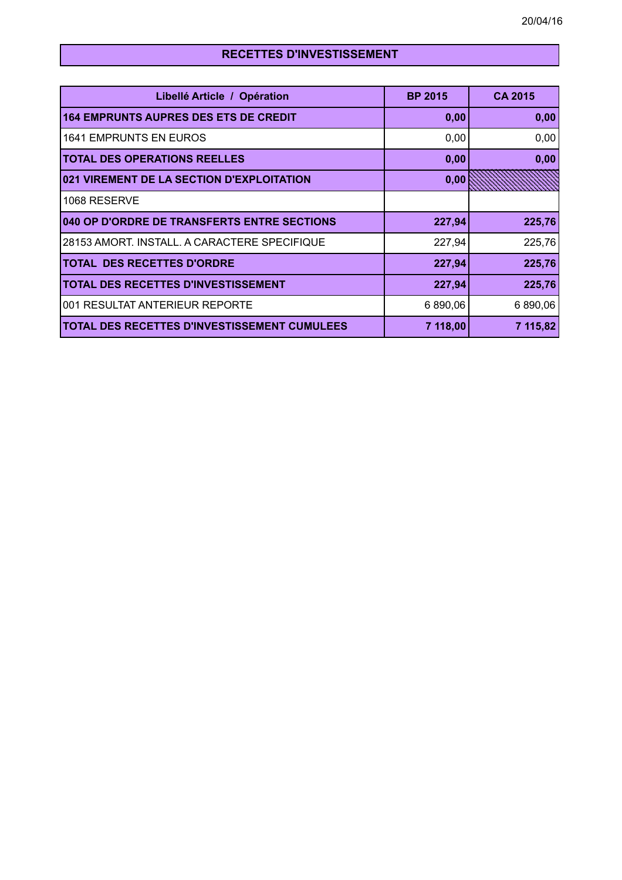# RECETTES D'INVESTISSEMENT

| Libellé Article / Opération | BP 2015 | CA 2015 |
|---|---|---|
| **164 EMPRUNTS AUPRES DES ETS DE CREDIT** | **0,00** | **0,00** |
| 1641 EMPRUNTS EN EUROS | 0,00 | 0,00 |
| **TOTAL DES OPERATIONS REELLES** | **0,00** | **0,00** |
| **021 VIREMENT DE LA SECTION D'EXPLOITATION** | **0,00** | |
| 1068 RESERVE | | |
| **040 OP D'ORDRE DE TRANSFERTS ENTRE SECTIONS** | **227,94** | **225,76** |
| 28153 AMORT. INSTALL. A CARACTERE SPECIFIQUE | 227,94 | 225,76 |
| **TOTAL DES RECETTES D'ORDRE** | **227,94** | **225,76** |
| **TOTAL DES RECETTES D'INVESTISSEMENT** | **227,94** | **225,76** |
| 001 RESULTAT ANTERIEUR REPORTE | 6 890,06 | 6 890,06 |
| **TOTAL DES RECETTES D'INVESTISSEMENT CUMULEES** | **7 118,00** | **7 115,82** |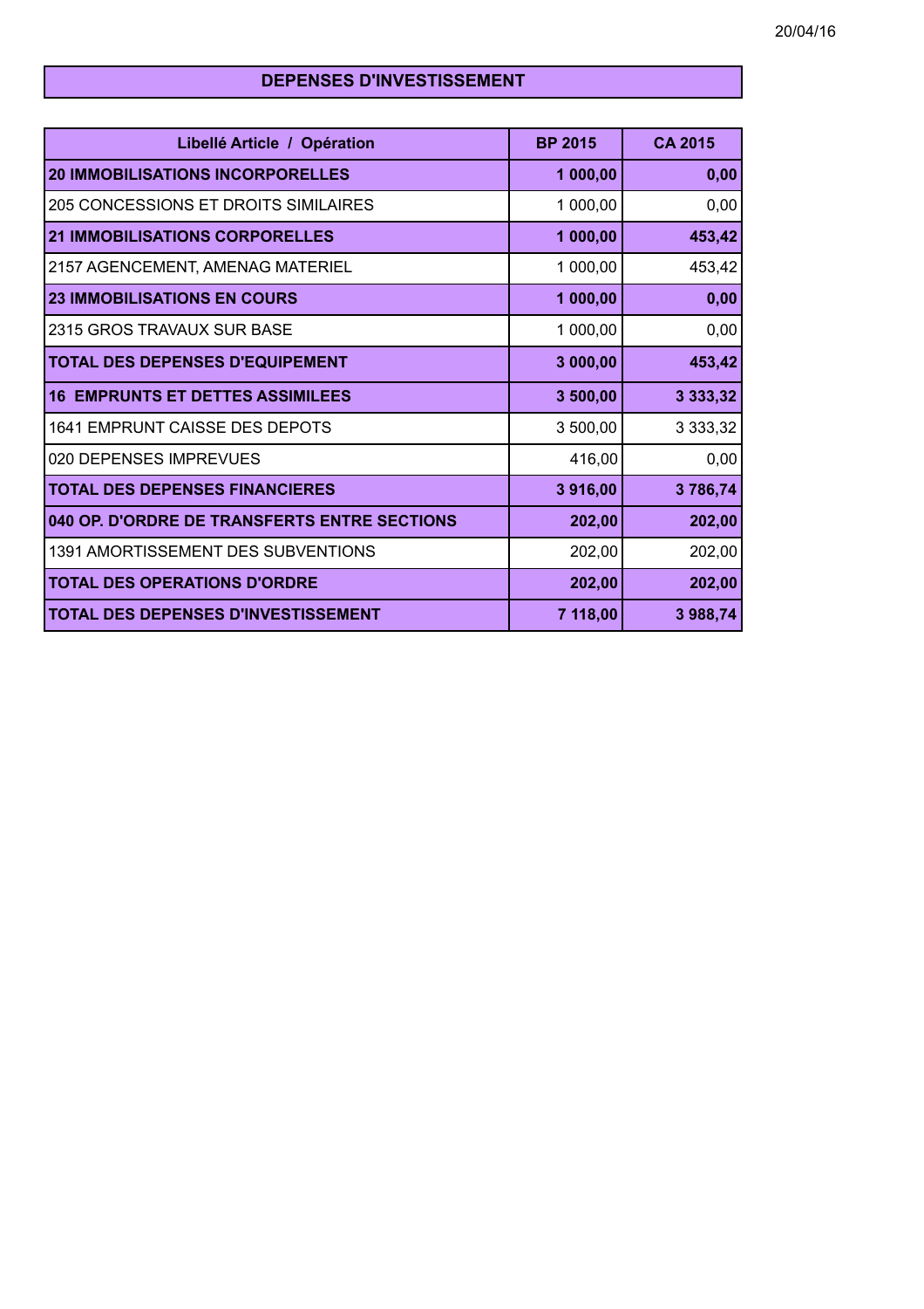## DEPENSES D'INVESTISSEMENT

| Libellé Article / Opération | BP 2015 | CA 2015 |
|---|---|---|
| **20 IMMOBILISATIONS INCORPORELLES** | **1 000,00** | **0,00** |
| 205 CONCESSIONS ET DROITS SIMILAIRES | 1 000,00 | 0,00 |
| **21 IMMOBILISATIONS CORPORELLES** | **1 000,00** | **453,42** |
| 2157 AGENCEMENT, AMENAG MATERIEL | 1 000,00 | 453,42 |
| **23 IMMOBILISATIONS EN COURS** | **1 000,00** | **0,00** |
| 2315 GROS TRAVAUX SUR BASE | 1 000,00 | 0,00 |
| **TOTAL DES DEPENSES D'EQUIPEMENT** | **3 000,00** | **453,42** |
| **16 EMPRUNTS ET DETTES ASSIMILEES** | **3 500,00** | **3 333,32** |
| 1641 EMPRUNT CAISSE DES DEPOTS | 3 500,00 | 3 333,32 |
| 020 DEPENSES IMPREVUES | 416,00 | 0,00 |
| **TOTAL DES DEPENSES FINANCIERES** | **3 916,00** | **3 786,74** |
| **040 OP. D'ORDRE DE TRANSFERTS ENTRE SECTIONS** | **202,00** | **202,00** |
| 1391 AMORTISSEMENT DES SUBVENTIONS | 202,00 | 202,00 |
| **TOTAL DES OPERATIONS D'ORDRE** | **202,00** | **202,00** |
| **TOTAL DES DEPENSES D'INVESTISSEMENT** | **7 118,00** | **3 988,74** |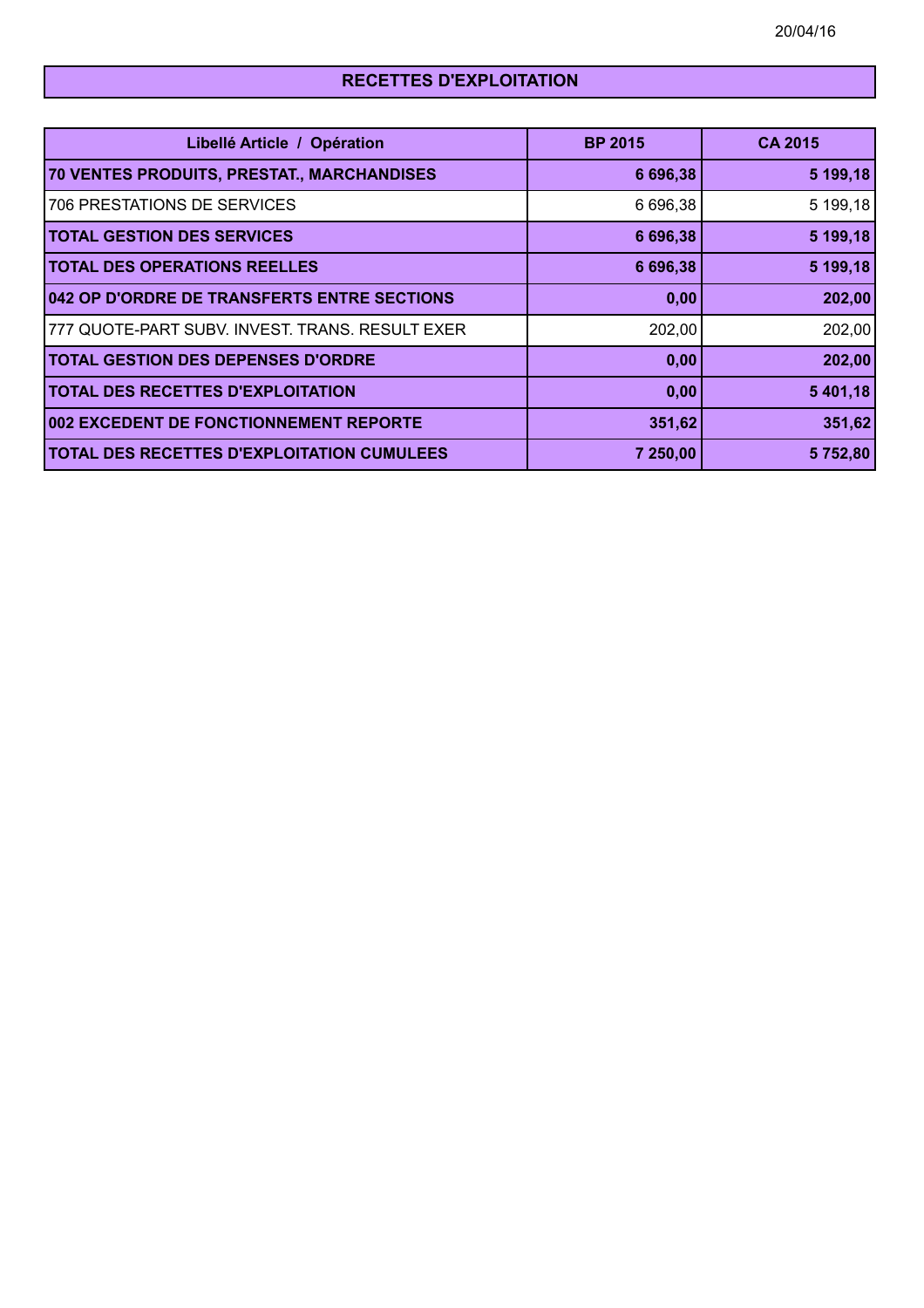## RECETTES D'EXPLOITATION

| Libellé Article / Opération | BP 2015 | CA 2015 |
| --- | --- | --- |
| **70 VENTES PRODUITS, PRESTAT., MARCHANDISES** | **6 696,38** | **5 199,18** |
| 706 PRESTATIONS DE SERVICES | 6 696,38 | 5 199,18 |
| **TOTAL GESTION DES SERVICES** | **6 696,38** | **5 199,18** |
| **TOTAL DES OPERATIONS REELLES** | **6 696,38** | **5 199,18** |
| **042 OP D'ORDRE DE TRANSFERTS ENTRE SECTIONS** | **0,00** | **202,00** |
| 777 QUOTE-PART SUBV. INVEST. TRANS. RESULT EXER | 202,00 | 202,00 |
| **TOTAL GESTION DES DEPENSES D'ORDRE** | **0,00** | **202,00** |
| **TOTAL DES RECETTES D'EXPLOITATION** | **0,00** | **5 401,18** |
| **002 EXCEDENT DE FONCTIONNEMENT REPORTE** | **351,62** | **351,62** |
| **TOTAL DES RECETTES D'EXPLOITATION CUMULEES** | **7 250,00** | **5 752,80** |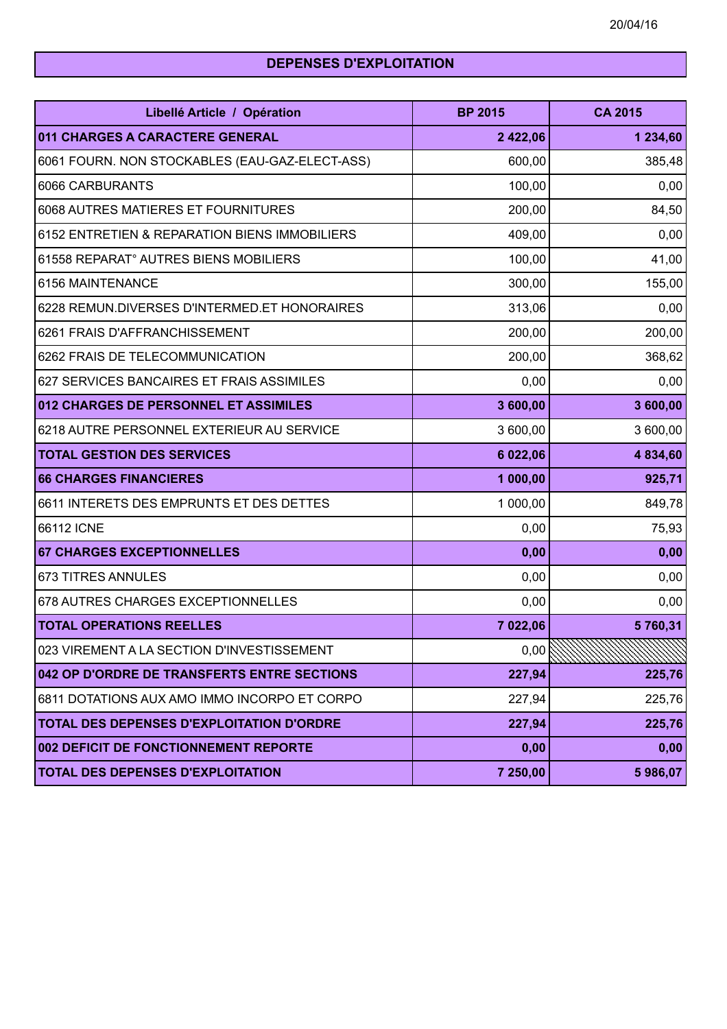## DEPENSES D'EXPLOITATION

| Libellé Article / Opération | BP 2015 | CA 2015 |
|---|---|---|
| **011 CHARGES A CARACTERE GENERAL** | **2 422,06** | **1 234,60** |
| 6061 FOURN. NON STOCKABLES (EAU-GAZ-ELECT-ASS) | 600,00 | 385,48 |
| 6066 CARBURANTS | 100,00 | 0,00 |
| 6068 AUTRES MATIERES ET FOURNITURES | 200,00 | 84,50 |
| 6152 ENTRETIEN & REPARATION BIENS IMMOBILIERS | 409,00 | 0,00 |
| 61558 REPARAT° AUTRES BIENS MOBILIERS | 100,00 | 41,00 |
| 6156 MAINTENANCE | 300,00 | 155,00 |
| 6228 REMUN.DIVERSES D'INTERMED.ET HONORAIRES | 313,06 | 0,00 |
| 6261 FRAIS D'AFFRANCHISSEMENT | 200,00 | 200,00 |
| 6262 FRAIS DE TELECOMMUNICATION | 200,00 | 368,62 |
| 627 SERVICES BANCAIRES ET FRAIS ASSIMILES | 0,00 | 0,00 |
| **012 CHARGES DE PERSONNEL ET ASSIMILES** | **3 600,00** | **3 600,00** |
| 6218 AUTRE PERSONNEL EXTERIEUR AU SERVICE | 3 600,00 | 3 600,00 |
| **TOTAL GESTION DES SERVICES** | **6 022,06** | **4 834,60** |
| **66 CHARGES FINANCIERES** | **1 000,00** | **925,71** |
| 6611 INTERETS DES EMPRUNTS ET DES DETTES | 1 000,00 | 849,78 |
| 66112 ICNE | 0,00 | 75,93 |
| **67 CHARGES EXCEPTIONNELLES** | **0,00** | **0,00** |
| 673 TITRES ANNULES | 0,00 | 0,00 |
| 678 AUTRES CHARGES EXCEPTIONNELLES | 0,00 | 0,00 |
| **TOTAL OPERATIONS REELLES** | **7 022,06** | **5 760,31** |
| 023 VIREMENT A LA SECTION D'INVESTISSEMENT | 0,00 | |
| **042 OP D'ORDRE DE TRANSFERTS ENTRE SECTIONS** | **227,94** | **225,76** |
| 6811 DOTATIONS AUX AMO IMMO INCORPO ET CORPO | 227,94 | 225,76 |
| **TOTAL DES DEPENSES D'EXPLOITATION D'ORDRE** | **227,94** | **225,76** |
| **002 DEFICIT DE FONCTIONNEMENT REPORTE** | **0,00** | **0,00** |
| **TOTAL DES DEPENSES D'EXPLOITATION** | **7 250,00** | **5 986,07** |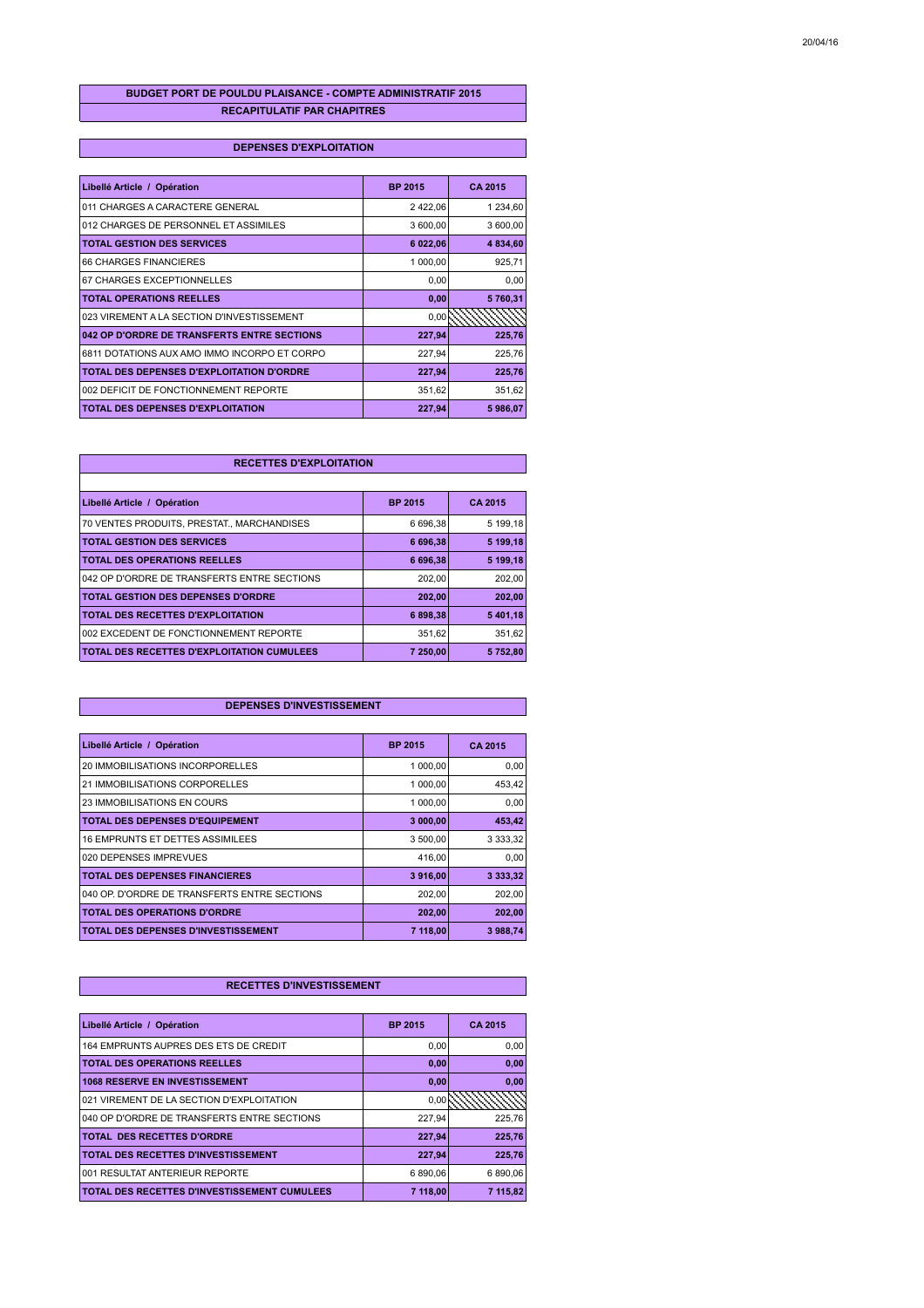## BUDGET PORT DE POULDU PLAISANCE - COMPTE ADMINISTRATIF 2015

### RECAPITULATIF PAR CHAPITRES

### DEPENSES D'EXPLOITATION

| Libellé Article / Opération | BP 2015 | CA 2015 |
|---|---|---|
| 011 CHARGES A CARACTERE GENERAL | 2 422,06 | 1 234,60 |
| 012 CHARGES DE PERSONNEL ET ASSIMILES | 3 600,00 | 3 600,00 |
| **TOTAL GESTION DES SERVICES** | **6 022,06** | **4 834,60** |
| 66 CHARGES FINANCIERES | 1 000,00 | 925,71 |
| 67 CHARGES EXCEPTIONNELLES | 0,00 | 0,00 |
| **TOTAL OPERATIONS REELLES** | **0,00** | **5 760,31** |
| 023 VIREMENT A LA SECTION D'INVESTISSEMENT | 0,00 | |
| **042 OP D'ORDRE DE TRANSFERTS ENTRE SECTIONS** | **227,94** | **225,76** |
| 6811 DOTATIONS AUX AMO IMMO INCORPO ET CORPO | 227,94 | 225,76 |
| **TOTAL DES DEPENSES D'EXPLOITATION D'ORDRE** | **227,94** | **225,76** |
| 002 DEFICIT DE FONCTIONNEMENT REPORTE | 351,62 | 351,62 |
| **TOTAL DES DEPENSES D'EXPLOITATION** | **227,94** | **5 986,07** |

### RECETTES D'EXPLOITATION

| Libellé Article / Opération | BP 2015 | CA 2015 |
|---|---|---|
| 70 VENTES PRODUITS, PRESTAT., MARCHANDISES | 6 696,38 | 5 199,18 |
| **TOTAL GESTION DES SERVICES** | **6 696,38** | **5 199,18** |
| **TOTAL DES OPERATIONS REELLES** | **6 696,38** | **5 199,18** |
| 042 OP D'ORDRE DE TRANSFERTS ENTRE SECTIONS | 202,00 | 202,00 |
| **TOTAL GESTION DES DEPENSES D'ORDRE** | **202,00** | **202,00** |
| **TOTAL DES RECETTES D'EXPLOITATION** | **6 898,38** | **5 401,18** |
| 002 EXCEDENT DE FONCTIONNEMENT REPORTE | 351,62 | 351,62 |
| **TOTAL DES RECETTES D'EXPLOITATION CUMULEES** | **7 250,00** | **5 752,80** |

### DEPENSES D'INVESTISSEMENT

| Libellé Article / Opération | BP 2015 | CA 2015 |
|---|---|---|
| 20 IMMOBILISATIONS INCORPORELLES | 1 000,00 | 0,00 |
| 21 IMMOBILISATIONS CORPORELLES | 1 000,00 | 453,42 |
| 23 IMMOBILISATIONS EN COURS | 1 000,00 | 0,00 |
| **TOTAL DES DEPENSES D'EQUIPEMENT** | **3 000,00** | **453,42** |
| 16 EMPRUNTS ET DETTES ASSIMILEES | 3 500,00 | 3 333,32 |
| 020 DEPENSES IMPREVUES | 416,00 | 0,00 |
| **TOTAL DES DEPENSES FINANCIERES** | **3 916,00** | **3 333,32** |
| 040 OP. D'ORDRE DE TRANSFERTS ENTRE SECTIONS | 202,00 | 202,00 |
| **TOTAL DES OPERATIONS D'ORDRE** | **202,00** | **202,00** |
| **TOTAL DES DEPENSES D'INVESTISSEMENT** | **7 118,00** | **3 988,74** |

### RECETTES D'INVESTISSEMENT

| Libellé Article / Opération | BP 2015 | CA 2015 |
|---|---|---|
| 164 EMPRUNTS AUPRES DES ETS DE CREDIT | 0,00 | 0,00 |
| **TOTAL DES OPERATIONS REELLES** | **0,00** | **0,00** |
| **1068 RESERVE EN INVESTISSEMENT** | **0,00** | **0,00** |
| 021 VIREMENT DE LA SECTION D'EXPLOITATION | 0,00 | |
| 040 OP D'ORDRE DE TRANSFERTS ENTRE SECTIONS | 227,94 | 225,76 |
| **TOTAL DES RECETTES D'ORDRE** | **227,94** | **225,76** |
| **TOTAL DES RECETTES D'INVESTISSEMENT** | **227,94** | **225,76** |
| 001 RESULTAT ANTERIEUR REPORTE | 6 890,06 | 6 890,06 |
| **TOTAL DES RECETTES D'INVESTISSEMENT CUMULEES** | **7 118,00** | **7 115,82** |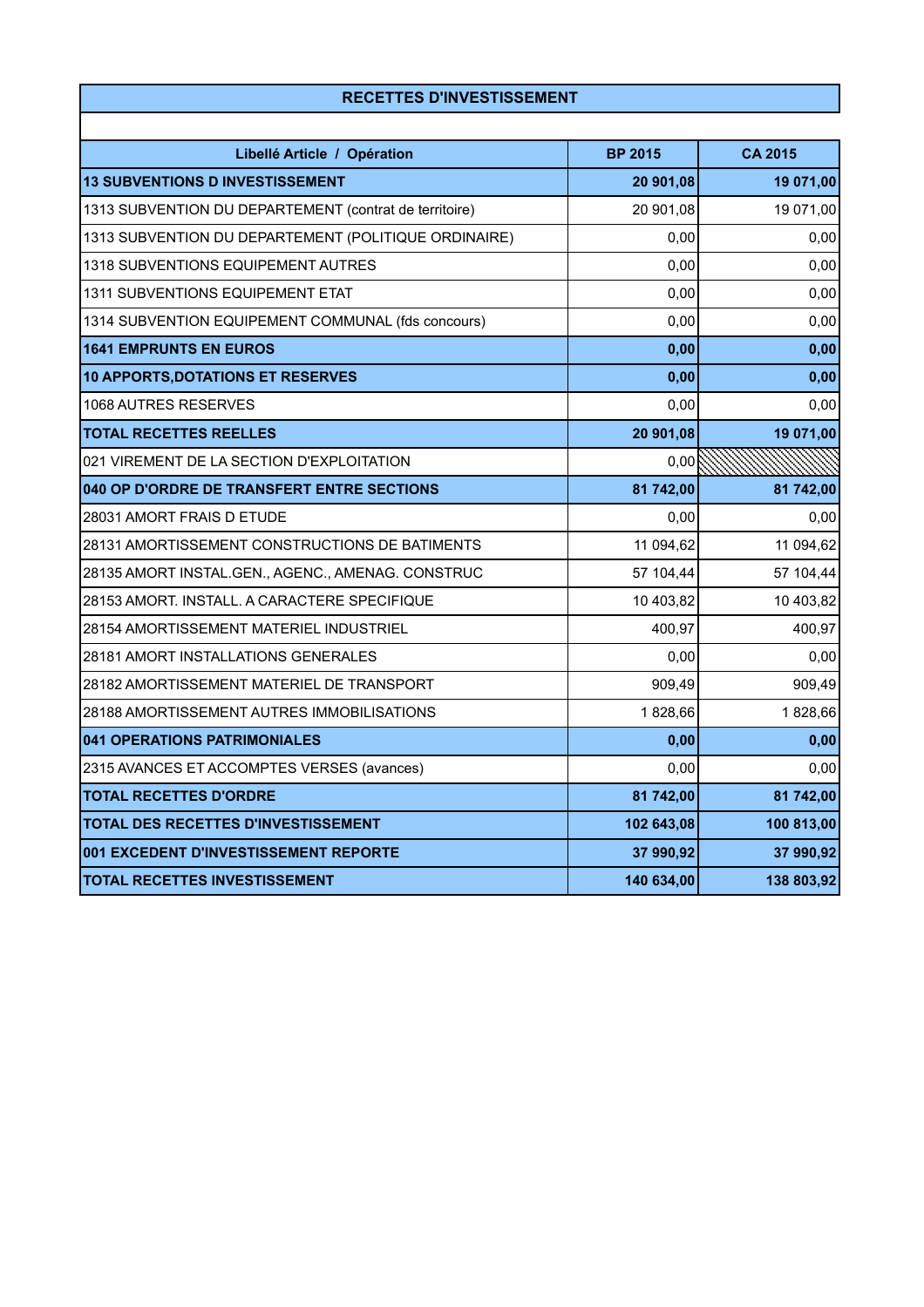## RECETTES D'INVESTISSEMENT

| Libellé Article / Opération | BP 2015 | CA 2015 |
|---|---|---|
| **13 SUBVENTIONS D INVESTISSEMENT** | **20 901,08** | **19 071,00** |
| 1313 SUBVENTION DU DEPARTEMENT (contrat de territoire) | 20 901,08 | 19 071,00 |
| 1313 SUBVENTION DU DEPARTEMENT (POLITIQUE ORDINAIRE) | 0,00 | 0,00 |
| 1318 SUBVENTIONS EQUIPEMENT AUTRES | 0,00 | 0,00 |
| 1311 SUBVENTIONS EQUIPEMENT ETAT | 0,00 | 0,00 |
| 1314 SUBVENTION EQUIPEMENT COMMUNAL (fds concours) | 0,00 | 0,00 |
| **1641 EMPRUNTS EN EUROS** | **0,00** | **0,00** |
| **10 APPORTS,DOTATIONS ET RESERVES** | **0,00** | **0,00** |
| 1068 AUTRES RESERVES | 0,00 | 0,00 |
| **TOTAL RECETTES REELLES** | **20 901,08** | **19 071,00** |
| 021 VIREMENT DE LA SECTION D'EXPLOITATION | 0,00 | |
| **040 OP D'ORDRE DE TRANSFERT ENTRE SECTIONS** | **81 742,00** | **81 742,00** |
| 28031 AMORT FRAIS D ETUDE | 0,00 | 0,00 |
| 28131 AMORTISSEMENT CONSTRUCTIONS DE BATIMENTS | 11 094,62 | 11 094,62 |
| 28135 AMORT INSTAL.GEN., AGENC., AMENAG. CONSTRUC | 57 104,44 | 57 104,44 |
| 28153 AMORT. INSTALL. A CARACTERE SPECIFIQUE | 10 403,82 | 10 403,82 |
| 28154 AMORTISSEMENT MATERIEL INDUSTRIEL | 400,97 | 400,97 |
| 28181 AMORT INSTALLATIONS GENERALES | 0,00 | 0,00 |
| 28182 AMORTISSEMENT MATERIEL DE TRANSPORT | 909,49 | 909,49 |
| 28188 AMORTISSEMENT AUTRES IMMOBILISATIONS | 1 828,66 | 1 828,66 |
| **041 OPERATIONS PATRIMONIALES** | **0,00** | **0,00** |
| 2315 AVANCES ET ACCOMPTES VERSES (avances) | 0,00 | 0,00 |
| **TOTAL RECETTES D'ORDRE** | **81 742,00** | **81 742,00** |
| **TOTAL DES RECETTES D'INVESTISSEMENT** | **102 643,08** | **100 813,00** |
| **001 EXCEDENT D'INVESTISSEMENT REPORTE** | **37 990,92** | **37 990,92** |
| **TOTAL RECETTES INVESTISSEMENT** | **140 634,00** | **138 803,92** |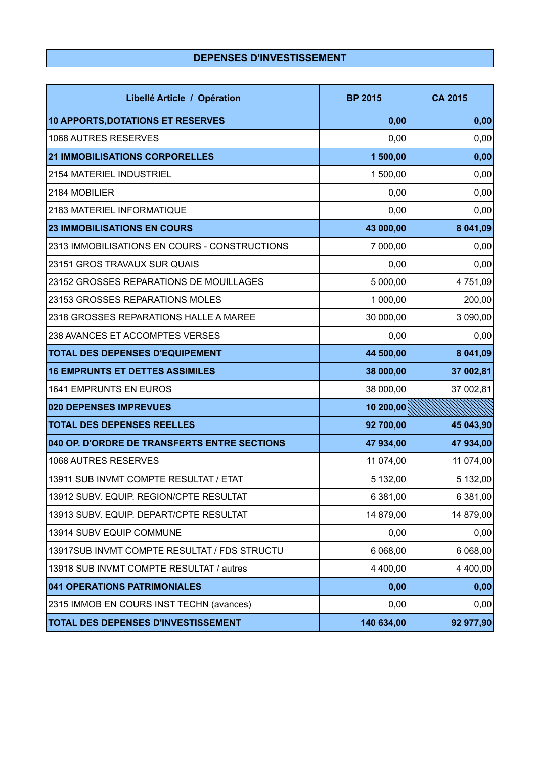## DEPENSES D'INVESTISSEMENT

| Libellé Article / Opération | BP 2015 | CA 2015 |
|---|---|---|
| **10 APPORTS,DOTATIONS ET RESERVES** | **0,00** | **0,00** |
| 1068 AUTRES RESERVES | 0,00 | 0,00 |
| **21 IMMOBILISATIONS CORPORELLES** | **1 500,00** | **0,00** |
| 2154 MATERIEL INDUSTRIEL | 1 500,00 | 0,00 |
| 2184 MOBILIER | 0,00 | 0,00 |
| 2183 MATERIEL INFORMATIQUE | 0,00 | 0,00 |
| **23 IMMOBILISATIONS EN COURS** | **43 000,00** | **8 041,09** |
| 2313 IMMOBILISATIONS EN COURS - CONSTRUCTIONS | 7 000,00 | 0,00 |
| 23151 GROS TRAVAUX SUR QUAIS | 0,00 | 0,00 |
| 23152 GROSSES REPARATIONS DE MOUILLAGES | 5 000,00 | 4 751,09 |
| 23153 GROSSES REPARATIONS MOLES | 1 000,00 | 200,00 |
| 2318 GROSSES REPARATIONS HALLE A MAREE | 30 000,00 | 3 090,00 |
| 238 AVANCES ET ACCOMPTES VERSES | 0,00 | 0,00 |
| **TOTAL DES DEPENSES D'EQUIPEMENT** | **44 500,00** | **8 041,09** |
| **16 EMPRUNTS ET DETTES ASSIMILES** | **38 000,00** | **37 002,81** |
| 1641 EMPRUNTS EN EUROS | 38 000,00 | 37 002,81 |
| **020 DEPENSES IMPREVUES** | **10 200,00** | |
| **TOTAL DES DEPENSES REELLES** | **92 700,00** | **45 043,90** |
| **040 OP. D'ORDRE DE TRANSFERTS ENTRE SECTIONS** | **47 934,00** | **47 934,00** |
| 1068 AUTRES RESERVES | 11 074,00 | 11 074,00 |
| 13911 SUB INVMT COMPTE RESULTAT / ETAT | 5 132,00 | 5 132,00 |
| 13912 SUBV. EQUIP. REGION/CPTE RESULTAT | 6 381,00 | 6 381,00 |
| 13913 SUBV. EQUIP. DEPART/CPTE RESULTAT | 14 879,00 | 14 879,00 |
| 13914 SUBV EQUIP COMMUNE | 0,00 | 0,00 |
| 13917SUB INVMT COMPTE RESULTAT / FDS STRUCTU | 6 068,00 | 6 068,00 |
| 13918 SUB INVMT COMPTE RESULTAT / autres | 4 400,00 | 4 400,00 |
| **041 OPERATIONS PATRIMONIALES** | **0,00** | **0,00** |
| 2315 IMMOB EN COURS INST TECHN (avances) | 0,00 | 0,00 |
| **TOTAL DES DEPENSES D'INVESTISSEMENT** | **140 634,00** | **92 977,90** |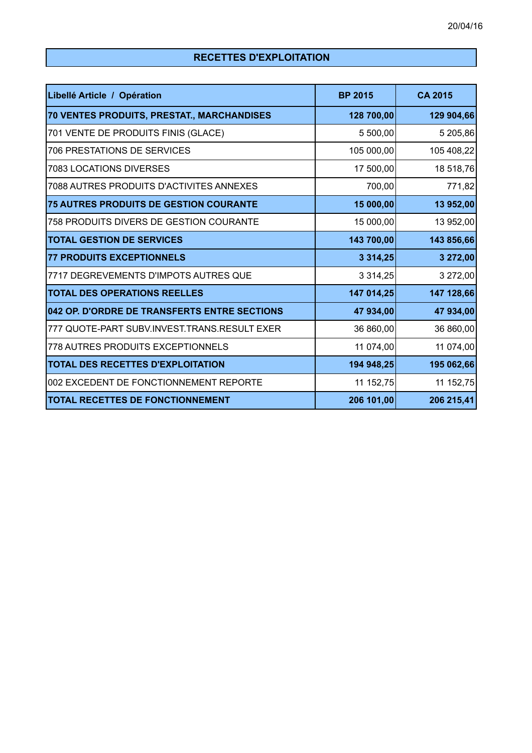## RECETTES D'EXPLOITATION

| Libellé Article / Opération | BP 2015 | CA 2015 |
|---|---|---|
| **70 VENTES PRODUITS, PRESTAT., MARCHANDISES** | **128 700,00** | **129 904,66** |
| 701 VENTE DE PRODUITS FINIS (GLACE) | 5 500,00 | 5 205,86 |
| 706 PRESTATIONS DE SERVICES | 105 000,00 | 105 408,22 |
| 7083 LOCATIONS DIVERSES | 17 500,00 | 18 518,76 |
| 7088 AUTRES PRODUITS D'ACTIVITES ANNEXES | 700,00 | 771,82 |
| **75 AUTRES PRODUITS DE GESTION COURANTE** | **15 000,00** | **13 952,00** |
| 758 PRODUITS DIVERS DE GESTION COURANTE | 15 000,00 | 13 952,00 |
| **TOTAL GESTION DE SERVICES** | **143 700,00** | **143 856,66** |
| **77 PRODUITS EXCEPTIONNELS** | **3 314,25** | **3 272,00** |
| 7717 DEGREVEMENTS D'IMPOTS AUTRES QUE | 3 314,25 | 3 272,00 |
| **TOTAL DES OPERATIONS REELLES** | **147 014,25** | **147 128,66** |
| **042 OP. D'ORDRE DE TRANSFERTS ENTRE SECTIONS** | **47 934,00** | **47 934,00** |
| 777 QUOTE-PART SUBV.INVEST.TRANS.RESULT EXER | 36 860,00 | 36 860,00 |
| 778 AUTRES PRODUITS EXCEPTIONNELS | 11 074,00 | 11 074,00 |
| **TOTAL DES RECETTES D'EXPLOITATION** | **194 948,25** | **195 062,66** |
| 002 EXCEDENT DE FONCTIONNEMENT REPORTE | 11 152,75 | 11 152,75 |
| **TOTAL RECETTES DE FONCTIONNEMENT** | **206 101,00** | **206 215,41** |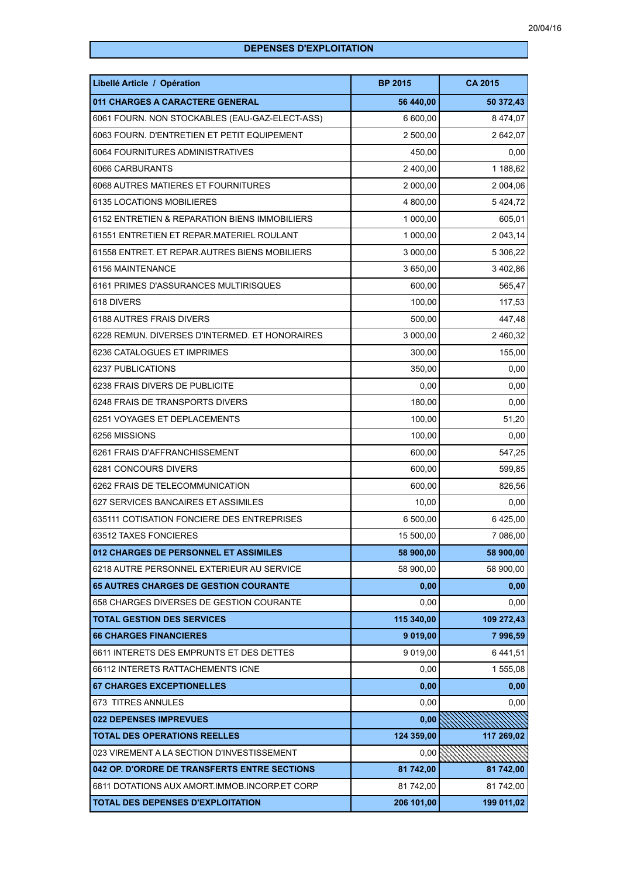20/04/16

## DEPENSES D'EXPLOITATION

| Libellé Article / Opération | BP 2015 | CA 2015 |
|---|---|---|
| **011 CHARGES A CARACTERE GENERAL** | **56 440,00** | **50 372,43** |
| 6061 FOURN. NON STOCKABLES (EAU-GAZ-ELECT-ASS) | 6 600,00 | 8 474,07 |
| 6063 FOURN. D'ENTRETIEN ET PETIT EQUIPEMENT | 2 500,00 | 2 642,07 |
| 6064 FOURNITURES ADMINISTRATIVES | 450,00 | 0,00 |
| 6066 CARBURANTS | 2 400,00 | 1 188,62 |
| 6068 AUTRES MATIERES ET FOURNITURES | 2 000,00 | 2 004,06 |
| 6135 LOCATIONS MOBILIERES | 4 800,00 | 5 424,72 |
| 6152 ENTRETIEN & REPARATION BIENS IMMOBILIERS | 1 000,00 | 605,01 |
| 61551 ENTRETIEN ET REPAR.MATERIEL ROULANT | 1 000,00 | 2 043,14 |
| 61558 ENTRET. ET REPAR.AUTRES BIENS MOBILIERS | 3 000,00 | 5 306,22 |
| 6156 MAINTENANCE | 3 650,00 | 3 402,86 |
| 6161 PRIMES D'ASSURANCES MULTIRISQUES | 600,00 | 565,47 |
| 618 DIVERS | 100,00 | 117,53 |
| 6188 AUTRES FRAIS DIVERS | 500,00 | 447,48 |
| 6228 REMUN. DIVERSES D'INTERMED. ET HONORAIRES | 3 000,00 | 2 460,32 |
| 6236 CATALOGUES ET IMPRIMES | 300,00 | 155,00 |
| 6237 PUBLICATIONS | 350,00 | 0,00 |
| 6238 FRAIS DIVERS DE PUBLICITE | 0,00 | 0,00 |
| 6248 FRAIS DE TRANSPORTS DIVERS | 180,00 | 0,00 |
| 6251 VOYAGES ET DEPLACEMENTS | 100,00 | 51,20 |
| 6256 MISSIONS | 100,00 | 0,00 |
| 6261 FRAIS D'AFFRANCHISSEMENT | 600,00 | 547,25 |
| 6281 CONCOURS DIVERS | 600,00 | 599,85 |
| 6262 FRAIS DE TELECOMMUNICATION | 600,00 | 826,56 |
| 627 SERVICES BANCAIRES ET ASSIMILES | 10,00 | 0,00 |
| 635111 COTISATION FONCIERE DES ENTREPRISES | 6 500,00 | 6 425,00 |
| 63512 TAXES FONCIERES | 15 500,00 | 7 086,00 |
| **012 CHARGES DE PERSONNEL ET ASSIMILES** | **58 900,00** | **58 900,00** |
| 6218 AUTRE PERSONNEL EXTERIEUR AU SERVICE | 58 900,00 | 58 900,00 |
| **65 AUTRES CHARGES DE GESTION COURANTE** | **0,00** | **0,00** |
| 658 CHARGES DIVERSES DE GESTION COURANTE | 0,00 | 0,00 |
| **TOTAL GESTION DES SERVICES** | **115 340,00** | **109 272,43** |
| **66 CHARGES FINANCIERES** | **9 019,00** | **7 996,59** |
| 6611 INTERETS DES EMPRUNTS ET DES DETTES | 9 019,00 | 6 441,51 |
| 66112 INTERETS RATTACHEMENTS ICNE | 0,00 | 1 555,08 |
| **67 CHARGES EXCEPTIONELLES** | **0,00** | **0,00** |
| 673 TITRES ANNULES | 0,00 | 0,00 |
| **022 DEPENSES IMPREVUES** | **0,00** | |
| **TOTAL DES OPERATIONS REELLES** | **124 359,00** | **117 269,02** |
| 023 VIREMENT A LA SECTION D'INVESTISSEMENT | 0,00 | |
| **042 OP. D'ORDRE DE TRANSFERTS ENTRE SECTIONS** | **81 742,00** | **81 742,00** |
| 6811 DOTATIONS AUX AMORT.IMMOB.INCORP.ET CORP | 81 742,00 | 81 742,00 |
| **TOTAL DES DEPENSES D'EXPLOITATION** | **206 101,00** | **199 011,02** |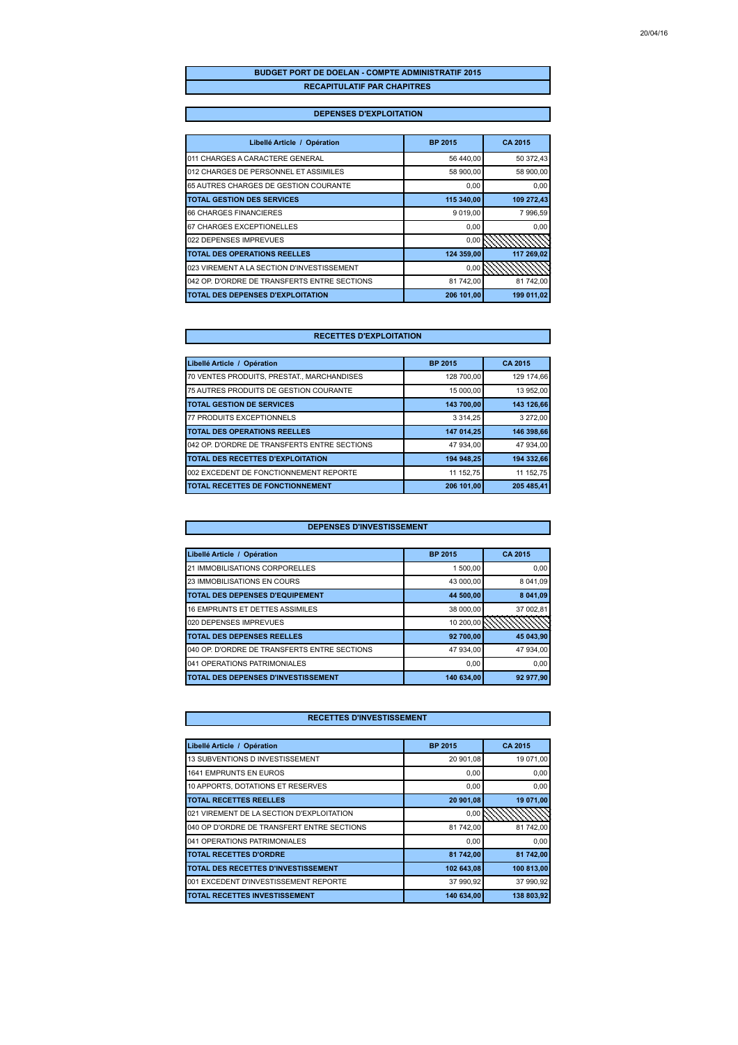## BUDGET PORT DE DOELAN - COMPTE ADMINISTRATIF 2015

### RECAPITULATIF PAR CHAPITRES

### DEPENSES D'EXPLOITATION

| Libellé Article / Opération | BP 2015 | CA 2015 |
|---|---|---|
| 011 CHARGES A CARACTERE GENERAL | 56 440,00 | 50 372,43 |
| 012 CHARGES DE PERSONNEL ET ASSIMILES | 58 900,00 | 58 900,00 |
| 65 AUTRES CHARGES DE GESTION COURANTE | 0,00 | 0,00 |
| **TOTAL GESTION DES SERVICES** | **115 340,00** | **109 272,43** |
| 66 CHARGES FINANCIERES | 9 019,00 | 7 996,59 |
| 67 CHARGES EXCEPTIONELLES | 0,00 | 0,00 |
| 022 DEPENSES IMPREVUES | 0,00 | |
| **TOTAL DES OPERATIONS REELLES** | **124 359,00** | **117 269,02** |
| 023 VIREMENT A LA SECTION D'INVESTISSEMENT | 0,00 | |
| 042 OP. D'ORDRE DE TRANSFERTS ENTRE SECTIONS | 81 742,00 | 81 742,00 |
| **TOTAL DES DEPENSES D'EXPLOITATION** | **206 101,00** | **199 011,02** |

### RECETTES D'EXPLOITATION

| Libellé Article / Opération | BP 2015 | CA 2015 |
|---|---|---|
| 70 VENTES PRODUITS, PRESTAT., MARCHANDISES | 128 700,00 | 129 174,66 |
| 75 AUTRES PRODUITS DE GESTION COURANTE | 15 000,00 | 13 952,00 |
| **TOTAL GESTION DE SERVICES** | **143 700,00** | **143 126,66** |
| 77 PRODUITS EXCEPTIONNELS | 3 314,25 | 3 272,00 |
| **TOTAL DES OPERATIONS REELLES** | **147 014,25** | **146 398,66** |
| 042 OP. D'ORDRE DE TRANSFERTS ENTRE SECTIONS | 47 934,00 | 47 934,00 |
| **TOTAL DES RECETTES D'EXPLOITATION** | **194 948,25** | **194 332,66** |
| 002 EXCEDENT DE FONCTIONNEMENT REPORTE | 11 152,75 | 11 152,75 |
| **TOTAL RECETTES DE FONCTIONNEMENT** | **206 101,00** | **205 485,41** |

### DEPENSES D'INVESTISSEMENT

| Libellé Article / Opération | BP 2015 | CA 2015 |
|---|---|---|
| 21 IMMOBILISATIONS CORPORELLES | 1 500,00 | 0,00 |
| 23 IMMOBILISATIONS EN COURS | 43 000,00 | 8 041,09 |
| **TOTAL DES DEPENSES D'EQUIPEMENT** | **44 500,00** | **8 041,09** |
| 16 EMPRUNTS ET DETTES ASSIMILES | 38 000,00 | 37 002,81 |
| 020 DEPENSES IMPREVUES | 10 200,00 | |
| **TOTAL DES DEPENSES REELLES** | **92 700,00** | **45 043,90** |
| 040 OP. D'ORDRE DE TRANSFERTS ENTRE SECTIONS | 47 934,00 | 47 934,00 |
| 041 OPERATIONS PATRIMONIALES | 0,00 | 0,00 |
| **TOTAL DES DEPENSES D'INVESTISSEMENT** | **140 634,00** | **92 977,90** |

### RECETTES D'INVESTISSEMENT

| Libellé Article / Opération | BP 2015 | CA 2015 |
|---|---|---|
| 13 SUBVENTIONS D INVESTISSEMENT | 20 901,08 | 19 071,00 |
| 1641 EMPRUNTS EN EUROS | 0,00 | 0,00 |
| 10 APPORTS, DOTATIONS ET RESERVES | 0,00 | 0,00 |
| **TOTAL RECETTES REELLES** | **20 901,08** | **19 071,00** |
| 021 VIREMENT DE LA SECTION D'EXPLOITATION | 0,00 | |
| 040 OP D'ORDRE DE TRANSFERT ENTRE SECTIONS | 81 742,00 | 81 742,00 |
| 041 OPERATIONS PATRIMONIALES | 0,00 | 0,00 |
| **TOTAL RECETTES D'ORDRE** | **81 742,00** | **81 742,00** |
| **TOTAL DES RECETTES D'INVESTISSEMENT** | **102 643,08** | **100 813,00** |
| 001 EXCEDENT D'INVESTISSEMENT REPORTE | 37 990,92 | 37 990,92 |
| **TOTAL RECETTES INVESTISSEMENT** | **140 634,00** | **138 803,92** |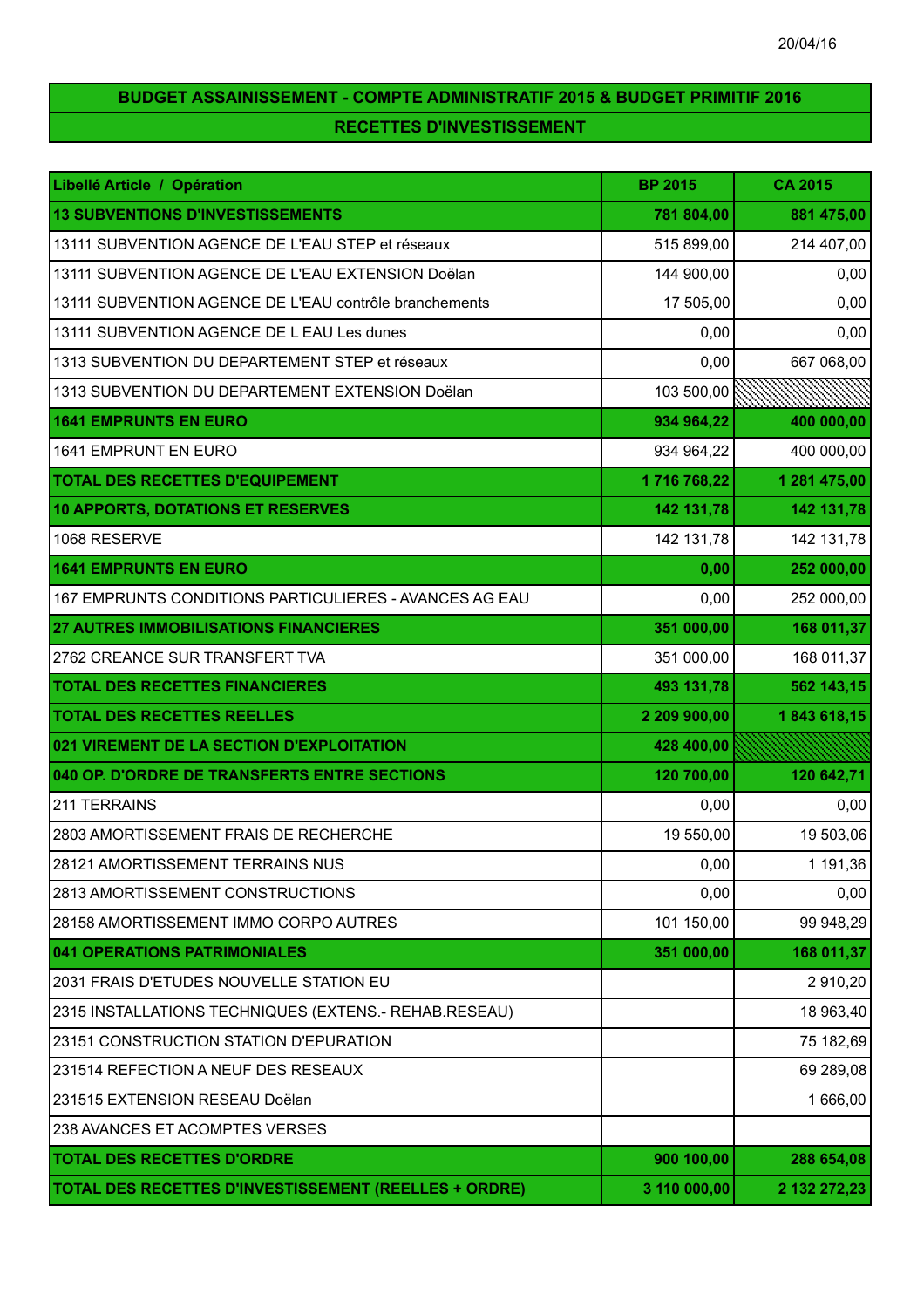20/04/16

**BUDGET ASSAINISSEMENT - COMPTE ADMINISTRATIF 2015 & BUDGET PRIMITIF 2016**

**RECETTES D'INVESTISSEMENT**

| Libellé Article / Opération | BP 2015 | CA 2015 |
|---|---|---|
| **13 SUBVENTIONS D'INVESTISSEMENTS** | **781 804,00** | **881 475,00** |
| 13111 SUBVENTION AGENCE DE L'EAU STEP et réseaux | 515 899,00 | 214 407,00 |
| 13111 SUBVENTION AGENCE DE L'EAU EXTENSION Doëlan | 144 900,00 | 0,00 |
| 13111 SUBVENTION AGENCE DE L'EAU contrôle branchements | 17 505,00 | 0,00 |
| 13111 SUBVENTION AGENCE DE L EAU Les dunes | 0,00 | 0,00 |
| 1313 SUBVENTION DU DEPARTEMENT STEP et réseaux | 0,00 | 667 068,00 |
| 1313 SUBVENTION DU DEPARTEMENT EXTENSION Doëlan | 103 500,00 | |
| **1641 EMPRUNTS EN EURO** | **934 964,22** | **400 000,00** |
| 1641 EMPRUNT EN EURO | 934 964,22 | 400 000,00 |
| **TOTAL DES RECETTES D'EQUIPEMENT** | **1 716 768,22** | **1 281 475,00** |
| **10 APPORTS, DOTATIONS ET RESERVES** | **142 131,78** | **142 131,78** |
| 1068 RESERVE | 142 131,78 | 142 131,78 |
| **1641 EMPRUNTS EN EURO** | **0,00** | **252 000,00** |
| 167 EMPRUNTS CONDITIONS PARTICULIERES - AVANCES AG EAU | 0,00 | 252 000,00 |
| **27 AUTRES IMMOBILISATIONS FINANCIERES** | **351 000,00** | **168 011,37** |
| 2762 CREANCE SUR TRANSFERT TVA | 351 000,00 | 168 011,37 |
| **TOTAL DES RECETTES FINANCIERES** | **493 131,78** | **562 143,15** |
| **TOTAL DES RECETTES REELLES** | **2 209 900,00** | **1 843 618,15** |
| **021 VIREMENT DE LA SECTION D'EXPLOITATION** | **428 400,00** | |
| **040 OP. D'ORDRE DE TRANSFERTS ENTRE SECTIONS** | **120 700,00** | **120 642,71** |
| 211 TERRAINS | 0,00 | 0,00 |
| 2803 AMORTISSEMENT FRAIS DE RECHERCHE | 19 550,00 | 19 503,06 |
| 28121 AMORTISSEMENT TERRAINS NUS | 0,00 | 1 191,36 |
| 2813 AMORTISSEMENT CONSTRUCTIONS | 0,00 | 0,00 |
| 28158 AMORTISSEMENT IMMO CORPO AUTRES | 101 150,00 | 99 948,29 |
| **041 OPERATIONS PATRIMONIALES** | **351 000,00** | **168 011,37** |
| 2031 FRAIS D'ETUDES NOUVELLE STATION EU | | 2 910,20 |
| 2315 INSTALLATIONS TECHNIQUES (EXTENS.- REHAB.RESEAU) | | 18 963,40 |
| 23151 CONSTRUCTION STATION D'EPURATION | | 75 182,69 |
| 231514 REFECTION A NEUF DES RESEAUX | | 69 289,08 |
| 231515 EXTENSION RESEAU Doëlan | | 1 666,00 |
| 238 AVANCES ET ACOMPTES VERSES | | |
| **TOTAL DES RECETTES D'ORDRE** | **900 100,00** | **288 654,08** |
| **TOTAL DES RECETTES D'INVESTISSEMENT (REELLES + ORDRE)** | **3 110 000,00** | **2 132 272,23** |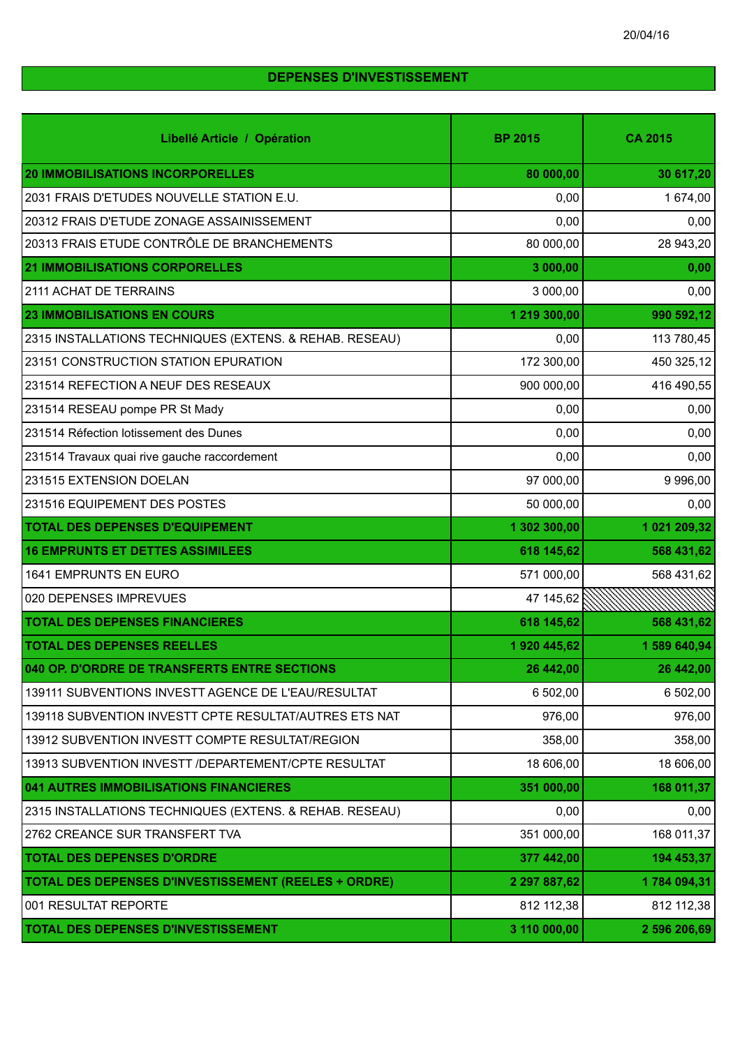## DEPENSES D'INVESTISSEMENT

| Libellé Article / Opération | BP 2015 | CA 2015 |
|---|---|---|
| **20 IMMOBILISATIONS INCORPORELLES** | **80 000,00** | **30 617,20** |
| 2031 FRAIS D'ETUDES NOUVELLE STATION E.U. | 0,00 | 1 674,00 |
| 20312 FRAIS D'ETUDE ZONAGE ASSAINISSEMENT | 0,00 | 0,00 |
| 20313 FRAIS ETUDE CONTRÔLE DE BRANCHEMENTS | 80 000,00 | 28 943,20 |
| **21 IMMOBILISATIONS CORPORELLES** | **3 000,00** | **0,00** |
| 2111 ACHAT DE TERRAINS | 3 000,00 | 0,00 |
| **23 IMMOBILISATIONS EN COURS** | **1 219 300,00** | **990 592,12** |
| 2315 INSTALLATIONS TECHNIQUES (EXTENS. & REHAB. RESEAU) | 0,00 | 113 780,45 |
| 23151 CONSTRUCTION STATION EPURATION | 172 300,00 | 450 325,12 |
| 231514 REFECTION A NEUF DES RESEAUX | 900 000,00 | 416 490,55 |
| 231514 RESEAU pompe PR St Mady | 0,00 | 0,00 |
| 231514 Réfection lotissement des Dunes | 0,00 | 0,00 |
| 231514 Travaux quai rive gauche raccordement | 0,00 | 0,00 |
| 231515 EXTENSION DOELAN | 97 000,00 | 9 996,00 |
| 231516 EQUIPEMENT DES POSTES | 50 000,00 | 0,00 |
| **TOTAL DES DEPENSES D'EQUIPEMENT** | **1 302 300,00** | **1 021 209,32** |
| **16 EMPRUNTS ET DETTES ASSIMILEES** | **618 145,62** | **568 431,62** |
| 1641 EMPRUNTS EN EURO | 571 000,00 | 568 431,62 |
| 020 DEPENSES IMPREVUES | 47 145,62 | |
| **TOTAL DES DEPENSES FINANCIERES** | **618 145,62** | **568 431,62** |
| **TOTAL DES DEPENSES REELLES** | **1 920 445,62** | **1 589 640,94** |
| **040 OP. D'ORDRE DE TRANSFERTS ENTRE SECTIONS** | **26 442,00** | **26 442,00** |
| 139111 SUBVENTIONS INVESTT AGENCE DE L'EAU/RESULTAT | 6 502,00 | 6 502,00 |
| 139118 SUBVENTION INVESTT CPTE RESULTAT/AUTRES ETS NAT | 976,00 | 976,00 |
| 13912 SUBVENTION INVESTT COMPTE RESULTAT/REGION | 358,00 | 358,00 |
| 13913 SUBVENTION INVESTT /DEPARTEMENT/CPTE RESULTAT | 18 606,00 | 18 606,00 |
| **041 AUTRES IMMOBILISATIONS FINANCIERES** | **351 000,00** | **168 011,37** |
| 2315 INSTALLATIONS TECHNIQUES (EXTENS. & REHAB. RESEAU) | 0,00 | 0,00 |
| 2762 CREANCE SUR TRANSFERT TVA | 351 000,00 | 168 011,37 |
| **TOTAL DES DEPENSES D'ORDRE** | **377 442,00** | **194 453,37** |
| **TOTAL DES DEPENSES D'INVESTISSEMENT (REELES + ORDRE)** | **2 297 887,62** | **1 784 094,31** |
| 001 RESULTAT REPORTE | 812 112,38 | 812 112,38 |
| **TOTAL DES DEPENSES D'INVESTISSEMENT** | **3 110 000,00** | **2 596 206,69** |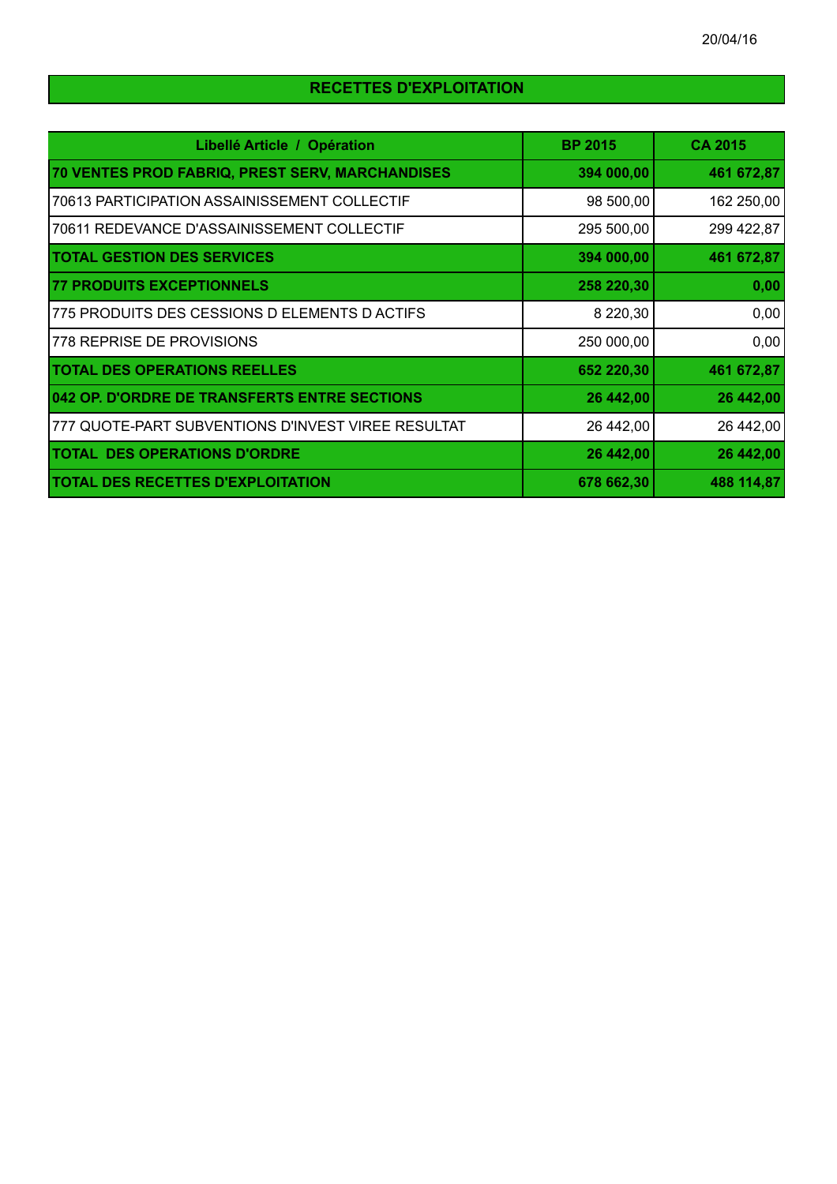20/04/16

## RECETTES D'EXPLOITATION

| Libellé Article / Opération | BP 2015 | CA 2015 |
|---|---|---|
| **70 VENTES PROD FABRIQ, PREST SERV, MARCHANDISES** | **394 000,00** | **461 672,87** |
| 70613 PARTICIPATION ASSAINISSEMENT COLLECTIF | 98 500,00 | 162 250,00 |
| 70611 REDEVANCE D'ASSAINISSEMENT COLLECTIF | 295 500,00 | 299 422,87 |
| **TOTAL GESTION DES SERVICES** | **394 000,00** | **461 672,87** |
| **77 PRODUITS EXCEPTIONNELS** | **258 220,30** | **0,00** |
| 775 PRODUITS DES CESSIONS D ELEMENTS D ACTIFS | 8 220,30 | 0,00 |
| 778 REPRISE DE PROVISIONS | 250 000,00 | 0,00 |
| **TOTAL DES OPERATIONS REELLES** | **652 220,30** | **461 672,87** |
| **042 OP. D'ORDRE DE TRANSFERTS ENTRE SECTIONS** | **26 442,00** | **26 442,00** |
| 777 QUOTE-PART SUBVENTIONS D'INVEST VIREE RESULTAT | 26 442,00 | 26 442,00 |
| **TOTAL DES OPERATIONS D'ORDRE** | **26 442,00** | **26 442,00** |
| **TOTAL DES RECETTES D'EXPLOITATION** | **678 662,30** | **488 114,87** |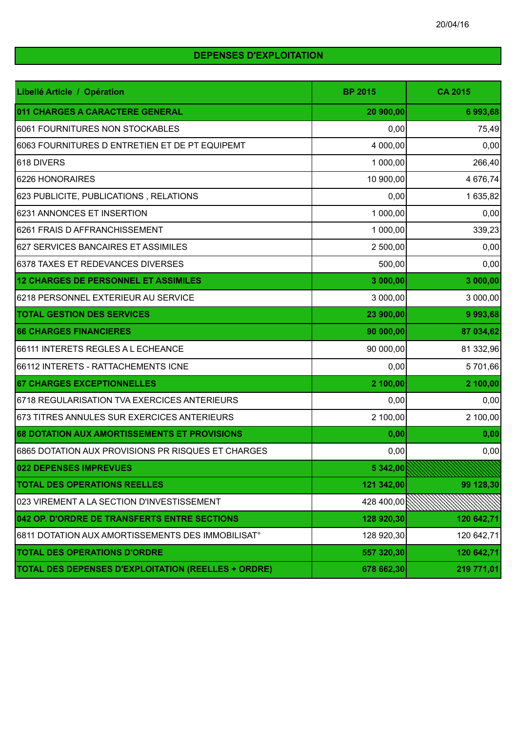20/04/16

## DEPENSES D'EXPLOITATION

| Libellé Article / Opération | BP 2015 | CA 2015 |
|---|---|---|
| **011 CHARGES A CARACTERE GENERAL** | **20 900,00** | **6 993,68** |
| 6061 FOURNITURES NON STOCKABLES | 0,00 | 75,49 |
| 6063 FOURNITURES D ENTRETIEN ET DE PT EQUIPEMT | 4 000,00 | 0,00 |
| 618 DIVERS | 1 000,00 | 266,40 |
| 6226 HONORAIRES | 10 900,00 | 4 676,74 |
| 623 PUBLICITE, PUBLICATIONS , RELATIONS | 0,00 | 1 635,82 |
| 6231 ANNONCES ET INSERTION | 1 000,00 | 0,00 |
| 6261 FRAIS D AFFRANCHISSEMENT | 1 000,00 | 339,23 |
| 627 SERVICES BANCAIRES ET ASSIMILES | 2 500,00 | 0,00 |
| 6378 TAXES ET REDEVANCES DIVERSES | 500,00 | 0,00 |
| **12 CHARGES DE PERSONNEL ET ASSIMILES** | **3 000,00** | **3 000,00** |
| 6218 PERSONNEL EXTERIEUR AU SERVICE | 3 000,00 | 3 000,00 |
| **TOTAL GESTION DES SERVICES** | **23 900,00** | **9 993,68** |
| **66 CHARGES FINANCIERES** | **90 000,00** | **87 034,62** |
| 66111 INTERETS REGLES A L ECHEANCE | 90 000,00 | 81 332,96 |
| 66112 INTERETS - RATTACHEMENTS ICNE | 0,00 | 5 701,66 |
| **67 CHARGES EXCEPTIONNELLES** | **2 100,00** | **2 100,00** |
| 6718 REGULARISATION TVA EXERCICES ANTERIEURS | 0,00 | 0,00 |
| 673 TITRES ANNULES SUR EXERCICES ANTERIEURS | 2 100,00 | 2 100,00 |
| **68 DOTATION AUX AMORTISSEMENTS ET PROVISIONS** | **0,00** | **0,00** |
| 6865 DOTATION AUX PROVISIONS PR RISQUES ET CHARGES | 0,00 | 0,00 |
| **022 DEPENSES IMPREVUES** | **5 342,00** | |
| **TOTAL DES OPERATIONS REELLES** | **121 342,00** | **99 128,30** |
| 023 VIREMENT A LA SECTION D'INVESTISSEMENT | 428 400,00 | |
| **042 OP. D'ORDRE DE TRANSFERTS ENTRE SECTIONS** | **128 920,30** | **120 642,71** |
| 6811 DOTATION AUX AMORTISSEMENTS DES IMMOBILISAT° | 128 920,30 | 120 642,71 |
| **TOTAL DES OPERATIONS D'ORDRE** | **557 320,30** | **120 642,71** |
| **TOTAL DES DEPENSES D'EXPLOITATION (REELLES + ORDRE)** | **678 662,30** | **219 771,01** |